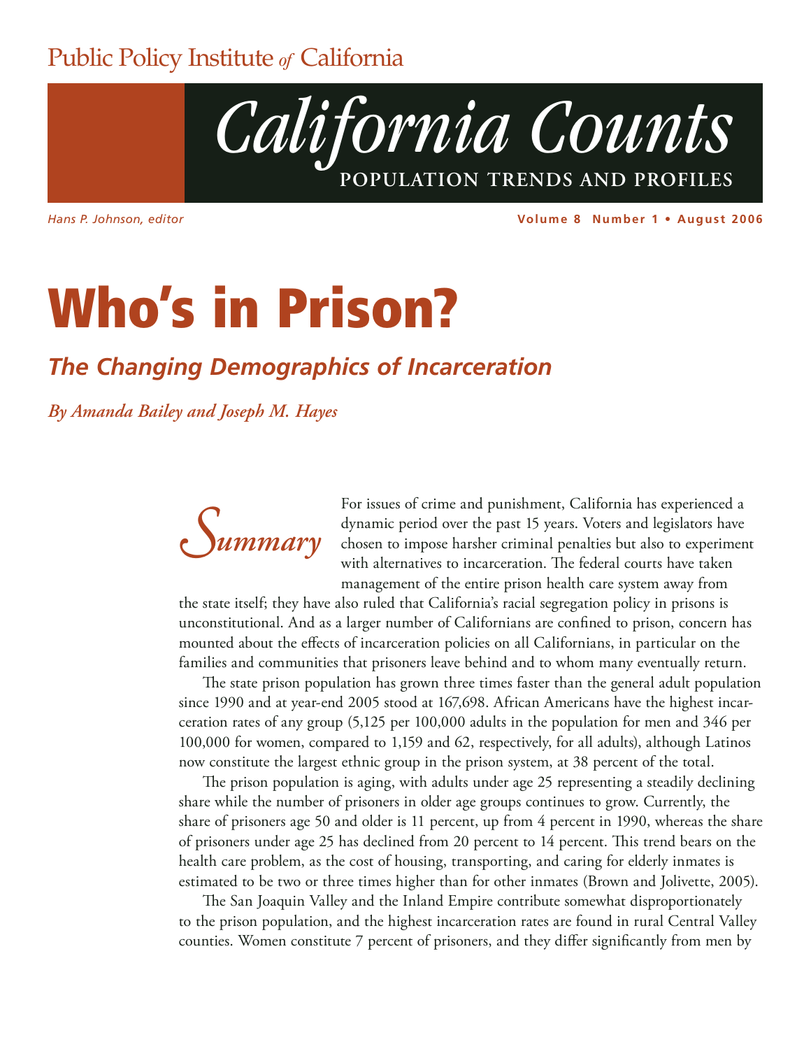Public Policy Institute *of* California

# *California Counts*

**POPULATION TRENDS AND PROFILES**

*Hans P. Johnson, editor*

**Volume 8 Number 1 • August 2006**

# Who's in Prison?

## *The Changing Demographics of Incarceration*

*By Amanda Bailey and Joseph M. Hayes*

## *Summary*

For issues of crime and punishment, California has experienced a dynamic period over the past 15 years. Voters and legislators have chosen to impose harsher criminal penalties but also to experiment with alternatives to incarceration. The federal courts have taken management of the entire prison health care system away from the state itself; they have also ruled that California's racial segregation policy in prisons is unconstitutional. And as a larger number of Californians are confined to prison, concern has mounted about the effects of incarceration policies on all Californians, in particular on the families and communities that prisoners leave behind and to whom many eventually return.

The state prison population has grown three times faster than the general adult population since 1990 and at year-end 2005 stood at 167,698. African Americans have the highest incarceration rates of any group (5,125 per 100,000 adults in the population for men and 346 per 100,000 for women, compared to 1,159 and 62, respectively, for all adults), although Latinos now constitute the largest ethnic group in the prison system, at 38 percent of the total.

The prison population is aging, with adults under age 25 representing a steadily declining share while the number of prisoners in older age groups continues to grow. Currently, the share of prisoners age 50 and older is 11 percent, up from 4 percent in 1990, whereas the share of prisoners under age 25 has declined from 20 percent to 14 percent. This trend bears on the health care problem, as the cost of housing, transporting, and caring for elderly inmates is estimated to be two or three times higher than for other inmates (Brown and Jolivette, 2005).

The San Joaquin Valley and the Inland Empire contribute somewhat disproportionately to the prison population, and the highest incarceration rates are found in rural Central Valley counties. Women constitute 7 percent of prisoners, and they differ significantly from men by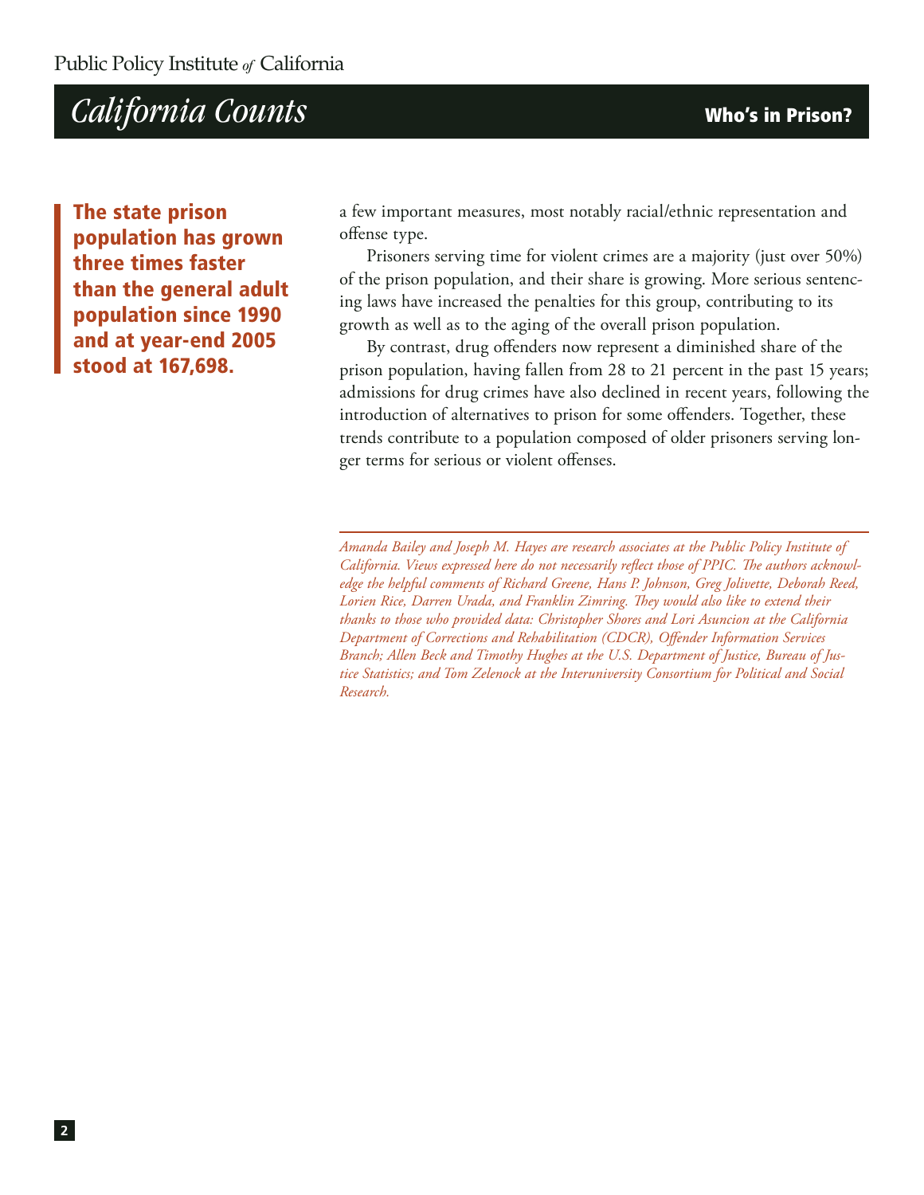**The state prison population has grown three times faster than the general adult population since 1990 and at year-end 2005 stood at 167,698.**

a few important measures, most notably racial/ethnic representation and offense type.

Prisoners serving time for violent crimes are a majority (just over 50%) of the prison population, and their share is growing. More serious sentencing laws have increased the penalties for this group, contributing to its growth as well as to the aging of the overall prison population.

By contrast, drug offenders now represent a diminished share of the prison population, having fallen from 28 to 21 percent in the past 15 years; admissions for drug crimes have also declined in recent years, following the introduction of alternatives to prison for some offenders. Together, these trends contribute to a population composed of older prisoners serving longer terms for serious or violent offenses.

---

*Amanda Bailey and Joseph M. Hayes are research associates at the Public Policy Institute of California. Views expressed here do not necessarily reflect those of PPIC. The authors acknowledge the helpful comments of Richard Greene, Hans P. Johnson, Greg Jolivette, Deborah Reed, Lorien Rice, Darren Urada, and Franklin Zimring. They would also like to extend their thanks to those who provided data: Christopher Shores and Lori Asuncion at the California Department of Corrections and Rehabilitation (CDCR), Offender Information Services Branch; Allen Beck and Timothy Hughes at the U.S. Department of Justice, Bureau of Justice Statistics; and Tom Zelenock at the Interuniversity Consortium for Political and Social Research.*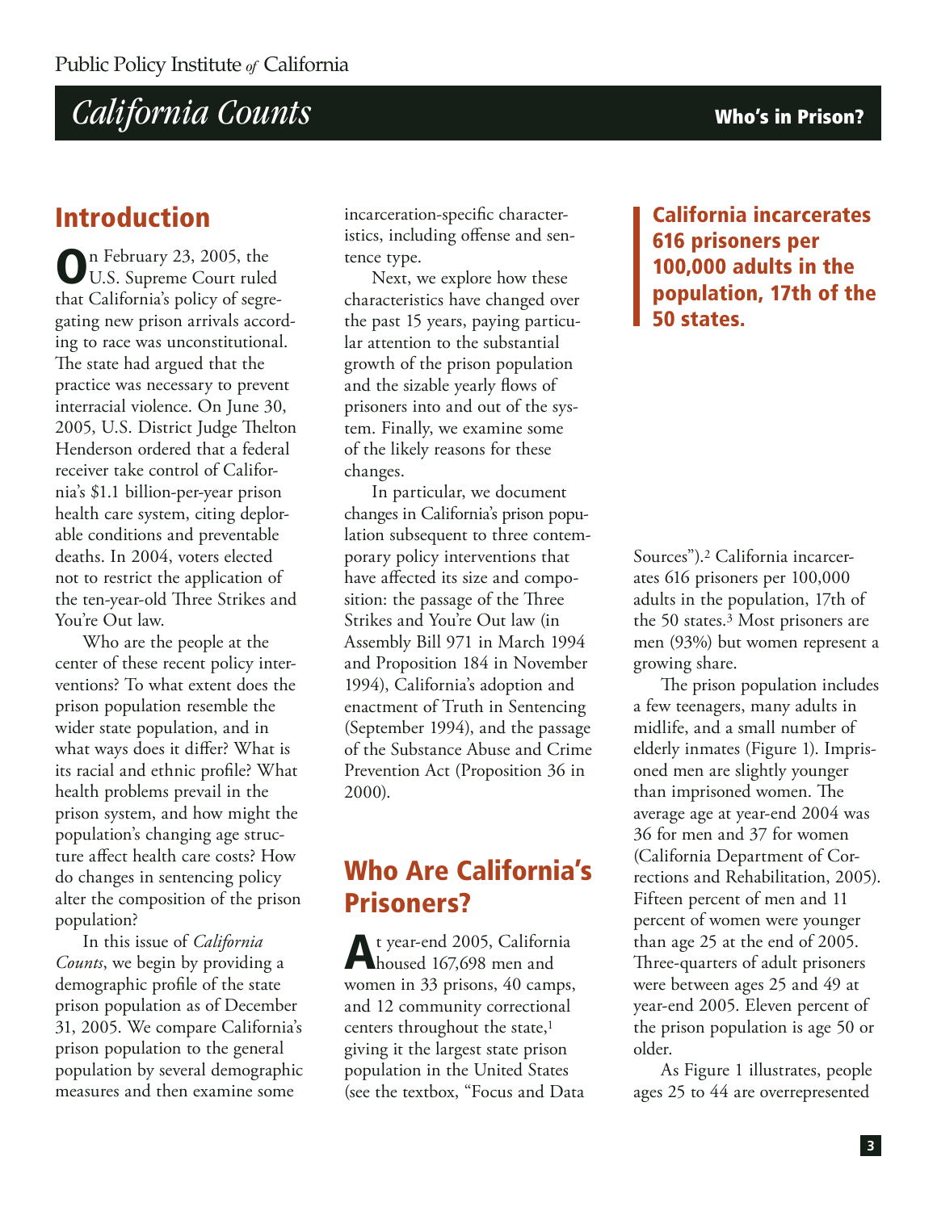## Introduction

On February 23, 2005, the U.S. Supreme Court ruled that California's policy of segregating new prison arrivals according to race was unconstitutional. The state had argued that the practice was necessary to prevent interracial violence. On June 30, 2005, U.S. District Judge Thelton Henderson ordered that a federal receiver take control of California's $1.1 billion-per-year prison health care system, citing deplorable conditions and preventable deaths. In 2004, voters elected not to restrict the application of the ten-year-old Three Strikes and You're Out law.

Who are the people at the center of these recent policy interventions? To what extent does the prison population resemble the wider state population, and in what ways does it differ? What is its racial and ethnic profile? What health problems prevail in the prison system, and how might the population's changing age structure affect health care costs? How do changes in sentencing policy alter the composition of the prison population?

In this issue of *California Counts*, we begin by providing a demographic profile of the state prison population as of December 31, 2005. We compare California's prison population to the general population by several demographic measures and then examine some incarceration-specific characteristics, including offense and sentence type.

Next, we explore how these characteristics have changed over the past 15 years, paying particular attention to the substantial growth of the prison population and the sizable yearly flows of prisoners into and out of the system. Finally, we examine some of the likely reasons for these changes.

In particular, we document changes in California's prison population subsequent to three contemporary policy interventions that have affected its size and composition: the passage of the Three Strikes and You're Out law (in Assembly Bill 971 in March 1994 and Proposition 184 in November 1994), California's adoption and enactment of Truth in Sentencing (September 1994), and the passage of the Substance Abuse and Crime Prevention Act (Proposition 36 in 2000).

## Who Are California's Prisoners?

At year-end 2005, California housed 167,698 men and women in 33 prisons, 40 camps, and 12 community correctional centers throughout the state,[1] giving it the largest state prison population in the United States (see the textbox, "Focus and Data Sources").[2] California incarcerates 616 prisoners per 100,000 adults in the population, 17th of the 50 states.[3] Most prisoners are men (93%) but women represent a growing share.

**California incarcerates 616 prisoners per 100,000 adults in the population, 17th of the 50 states.**

The prison population includes a few teenagers, many adults in midlife, and a small number of elderly inmates (Figure 1). Imprisoned men are slightly younger than imprisoned women. The average age at year-end 2004 was 36 for men and 37 for women (California Department of Corrections and Rehabilitation, 2005). Fifteen percent of men and 11 percent of women were younger than age 25 at the end of 2005. Three-quarters of adult prisoners were between ages 25 and 49 at year-end 2005. Eleven percent of the prison population is age 50 or older.

As Figure 1 illustrates, people ages 25 to 44 are overrepresented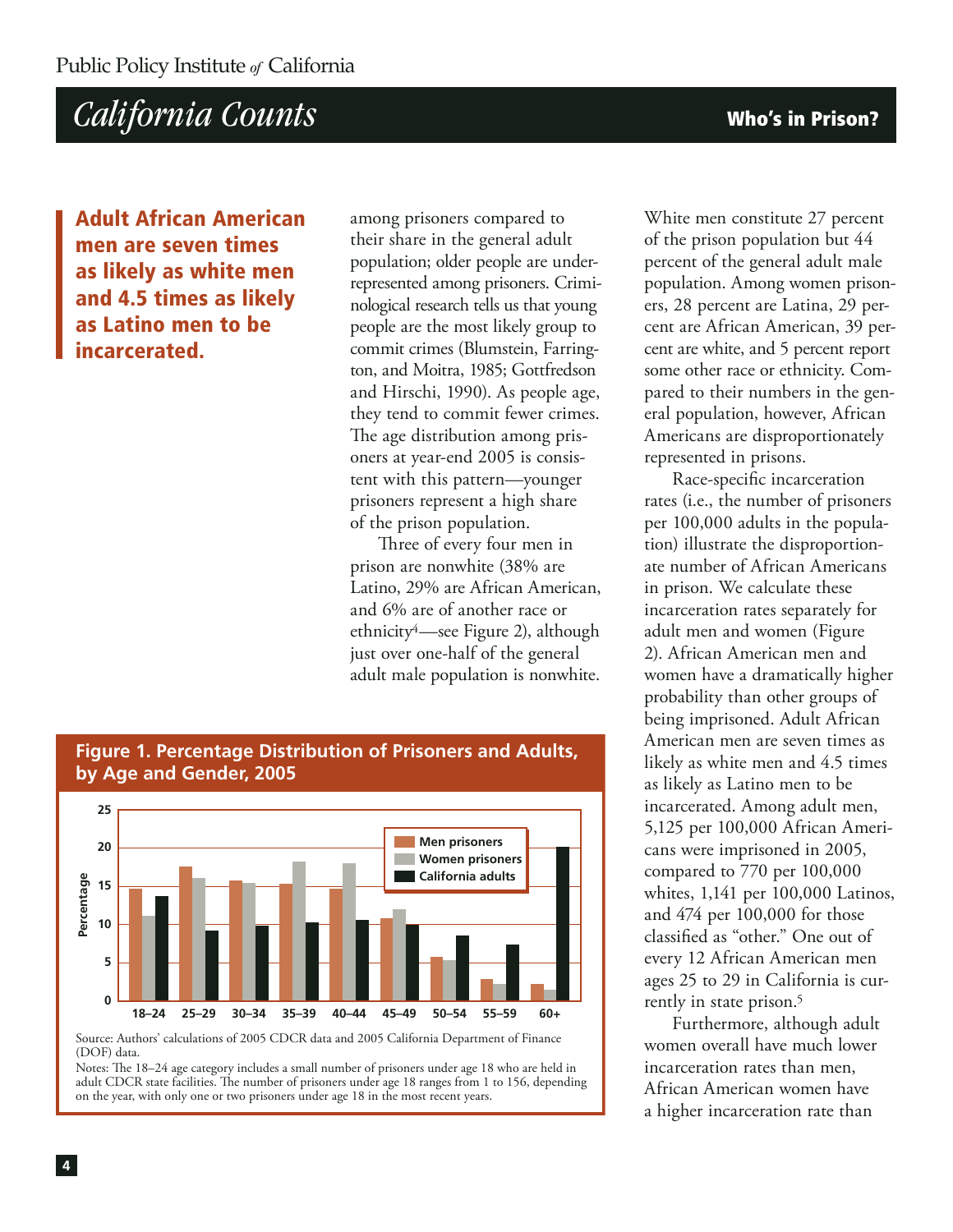**Adult African American men are seven times as likely as white men and 4.5 times as likely as Latino men to be incarcerated.**

among prisoners compared to their share in the general adult population; older people are underrepresented among prisoners. Criminological research tells us that young people are the most likely group to commit crimes (Blumstein, Farrington, and Moitra, 1985; Gottfredson and Hirschi, 1990). As people age, they tend to commit fewer crimes. The age distribution among prisoners at year-end 2005 is consistent with this pattern—younger prisoners represent a high share of the prison population.

Three of every four men in prison are nonwhite (38% are Latino, 29% are African American, and 6% are of another race or ethnicity[4]—see Figure 2), although just over one-half of the general adult male population is nonwhite. White men constitute 27 percent of the prison population but 44 percent of the general adult male population. Among women prisoners, 28 percent are Latina, 29 percent are African American, 39 percent are white, and 5 percent report some other race or ethnicity. Compared to their numbers in the general population, however, African Americans are disproportionately represented in prisons.

Race-specific incarceration rates (i.e., the number of prisoners per 100,000 adults in the population) illustrate the disproportionate number of African Americans in prison. We calculate these incarceration rates separately for adult men and women (Figure 2). African American men and women have a dramatically higher probability than other groups of being imprisoned. Adult African American men are seven times as likely as white men and 4.5 times as likely as Latino men to be incarcerated. Among adult men, 5,125 per 100,000 African Americans were imprisoned in 2005, compared to 770 per 100,000 whites, 1,141 per 100,000 Latinos, and 474 per 100,000 for those classified as "other." One out of every 12 African American men ages 25 to 29 in California is currently in state prison.[5]

Furthermore, although adult women overall have much lower incarceration rates than men, African American women have a higher incarceration rate than

**Figure 1. Percentage Distribution of Prisoners and Adults, by Age and Gender, 2005**

| Age | Men prisoners | Women prisoners | California adults |
|---|---|---|---|
| 18–24 | 14.7 | 11.1 | 13.7 |
| 25–29 | 17.5 | 16.0 | 9.2 |
| 30–34 | 15.7 | 15.4 | 9.8 |
| 35–39 | 15.3 | 18.2 | 10.3 |
| 40–44 | 14.7 | 18.0 | 10.6 |
| 45–49 | 10.8 | 12.0 | 10.0 |
| 50–54 | 5.8 | 5.4 | 8.6 |
| 55–59 | 2.9 | 2.2 | 7.4 |
| 60+ | 2.2 | 1.5 | 20.2 |

Source: Authors' calculations of 2005 CDCR data and 2005 California Department of Finance (DOF) data.

Notes: The 18–24 age category includes a small number of prisoners under age 18 who are held in adult CDCR state facilities. The number of prisoners under age 18 ranges from 1 to 156, depending on the year, with only one or two prisoners under age 18 in the most recent years.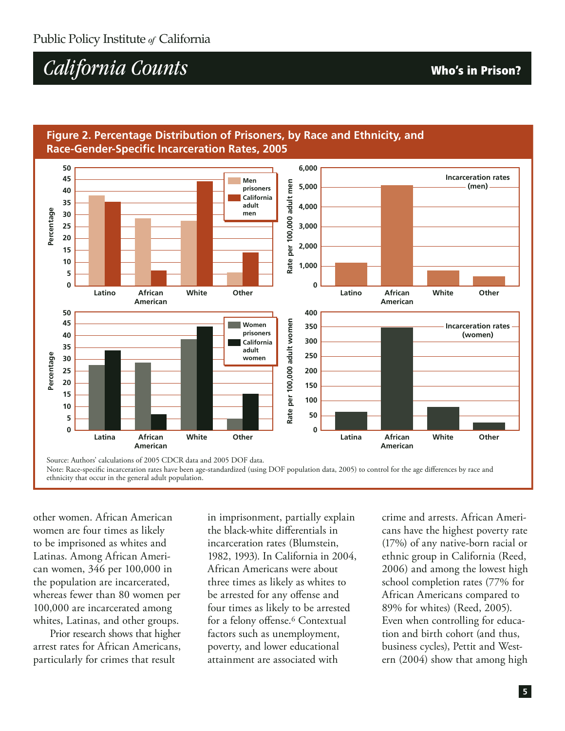## Figure 2. Percentage Distribution of Prisoners, by Race and Ethnicity, and Race-Gender-Specific Incarceration Rates, 2005

Source: Authors' calculations of 2005 CDCR data and 2005 DOF data.

Note: Race-specific incarceration rates have been age-standardized (using DOF population data, 2005) to control for the age differences by race and ethnicity that occur in the general adult population.

other women. African American women are four times as likely to be imprisoned as whites and Latinas. Among African American women, 346 per 100,000 in the population are incarcerated, whereas fewer than 80 women per 100,000 are incarcerated among whites, Latinas, and other groups.

Prior research shows that higher arrest rates for African Americans, particularly for crimes that result in imprisonment, partially explain the black-white differentials in incarceration rates (Blumstein, 1982, 1993). In California in 2004, African Americans were about three times as likely as whites to be arrested for any offense and four times as likely to be arrested for a felony offense.[6] Contextual factors such as unemployment, poverty, and lower educational attainment are associated with crime and arrests. African Americans have the highest poverty rate (17%) of any native-born racial or ethnic group in California (Reed, 2006) and among the lowest high school completion rates (77% for African Americans compared to 89% for whites) (Reed, 2005). Even when controlling for education and birth cohort (and thus, business cycles), Pettit and Western (2004) show that among high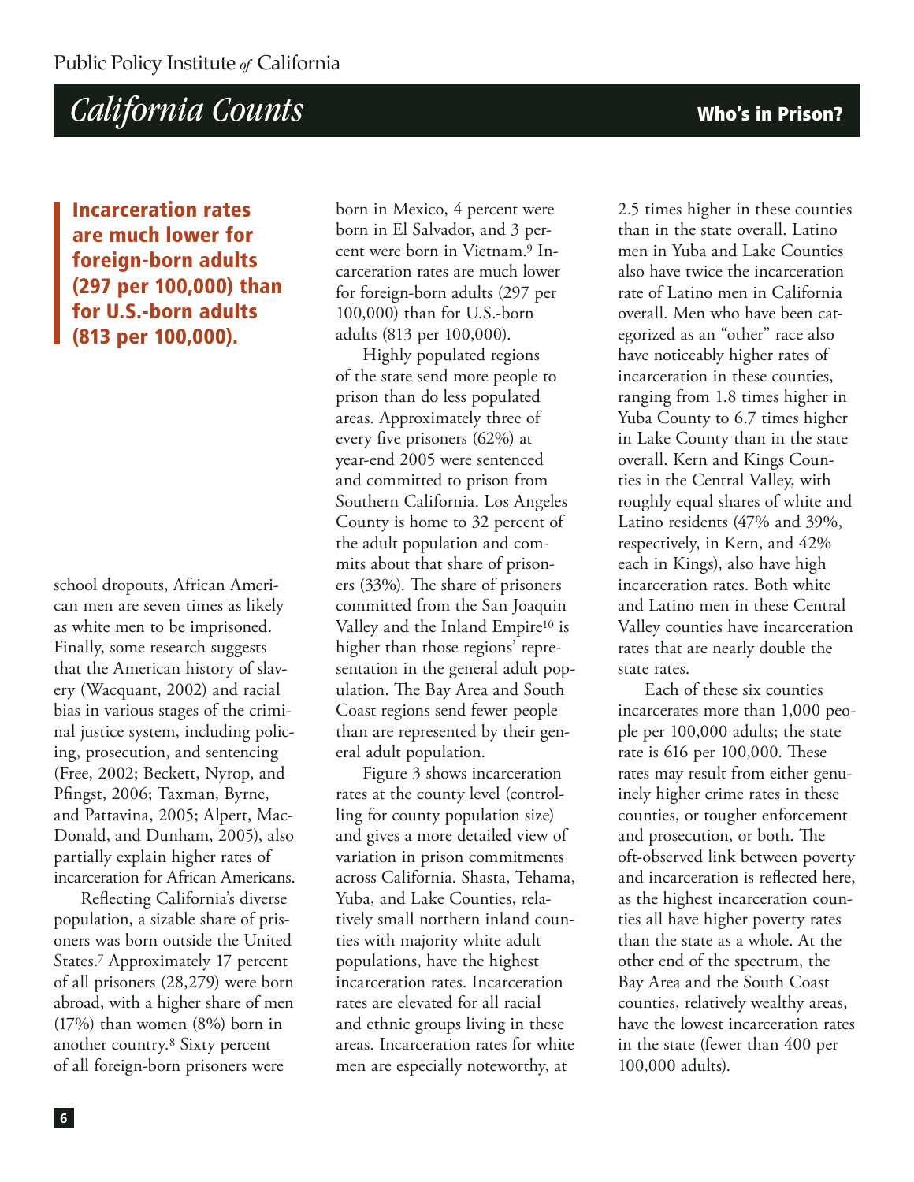**Incarceration rates are much lower for foreign-born adults (297 per 100,000) than for U.S.-born adults (813 per 100,000).**

school dropouts, African American men are seven times as likely as white men to be imprisoned. Finally, some research suggests that the American history of slavery (Wacquant, 2002) and racial bias in various stages of the criminal justice system, including policing, prosecution, and sentencing (Free, 2002; Beckett, Nyrop, and Pfingst, 2006; Taxman, Byrne, and Pattavina, 2005; Alpert, MacDonald, and Dunham, 2005), also partially explain higher rates of incarceration for African Americans.

Reflecting California's diverse population, a sizable share of prisoners was born outside the United States.[7] Approximately 17 percent of all prisoners (28,279) were born abroad, with a higher share of men (17%) than women (8%) born in another country.[8] Sixty percent of all foreign-born prisoners were born in Mexico, 4 percent were born in El Salvador, and 3 percent were born in Vietnam.[9] Incarceration rates are much lower for foreign-born adults (297 per 100,000) than for U.S.-born adults (813 per 100,000).

Highly populated regions of the state send more people to prison than do less populated areas. Approximately three of every five prisoners (62%) at year-end 2005 were sentenced and committed to prison from Southern California. Los Angeles County is home to 32 percent of the adult population and commits about that share of prisoners (33%). The share of prisoners committed from the San Joaquin Valley and the Inland Empire[10] is higher than those regions' representation in the general adult population. The Bay Area and South Coast regions send fewer people than are represented by their general adult population.

Figure 3 shows incarceration rates at the county level (controlling for county population size) and gives a more detailed view of variation in prison commitments across California. Shasta, Tehama, Yuba, and Lake Counties, relatively small northern inland counties with majority white adult populations, have the highest incarceration rates. Incarceration rates are elevated for all racial and ethnic groups living in these areas. Incarceration rates for white men are especially noteworthy, at 2.5 times higher in these counties than in the state overall. Latino men in Yuba and Lake Counties also have twice the incarceration rate of Latino men in California overall. Men who have been categorized as an "other" race also have noticeably higher rates of incarceration in these counties, ranging from 1.8 times higher in Yuba County to 6.7 times higher in Lake County than in the state overall. Kern and Kings Counties in the Central Valley, with roughly equal shares of white and Latino residents (47% and 39%, respectively, in Kern, and 42% each in Kings), also have high incarceration rates. Both white and Latino men in these Central Valley counties have incarceration rates that are nearly double the state rates.

Each of these six counties incarcerates more than 1,000 people per 100,000 adults; the state rate is 616 per 100,000. These rates may result from either genuinely higher crime rates in these counties, or tougher enforcement and prosecution, or both. The oft-observed link between poverty and incarceration is reflected here, as the highest incarceration counties all have higher poverty rates than the state as a whole. At the other end of the spectrum, the Bay Area and the South Coast counties, relatively wealthy areas, have the lowest incarceration rates in the state (fewer than 400 per 100,000 adults).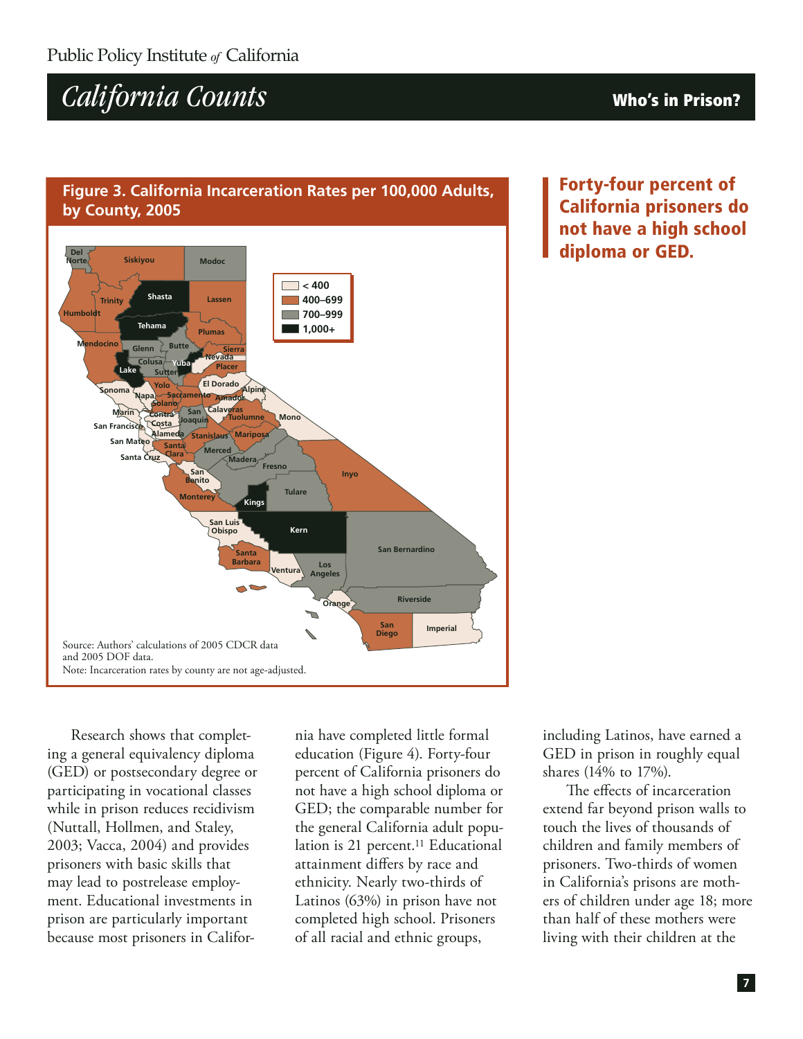**Figure 3. California Incarceration Rates per 100,000 Adults, by County, 2005**

Source: Authors' calculations of 2005 CDCR data and 2005 DOF data.

Note: Incarceration rates by county are not age-adjusted.

**Forty-four percent of California prisoners do not have a high school diploma or GED.**

Research shows that completing a general equivalency diploma (GED) or postsecondary degree or participating in vocational classes while in prison reduces recidivism (Nuttall, Hollmen, and Staley, 2003; Vacca, 2004) and provides prisoners with basic skills that may lead to postrelease employment. Educational investments in prison are particularly important because most prisoners in California have completed little formal education (Figure 4). Forty-four percent of California prisoners do not have a high school diploma or GED; the comparable number for the general California adult population is 21 percent.[11] Educational attainment differs by race and ethnicity. Nearly two-thirds of Latinos (63%) in prison have not completed high school. Prisoners of all racial and ethnic groups, including Latinos, have earned a GED in prison in roughly equal shares (14% to 17%).

The effects of incarceration extend far beyond prison walls to touch the lives of thousands of children and family members of prisoners. Two-thirds of women in California's prisons are mothers of children under age 18; more than half of these mothers were living with their children at the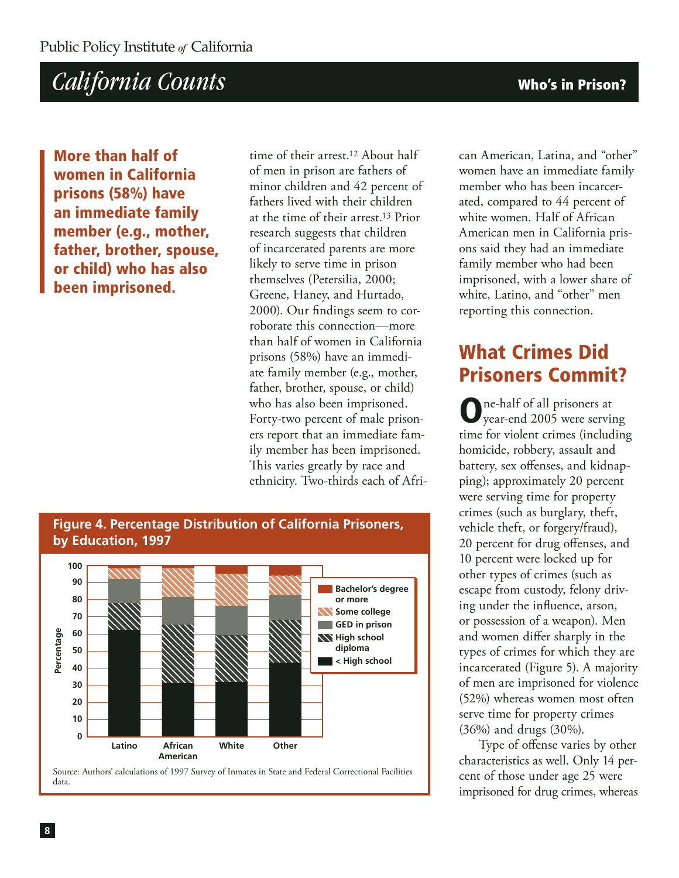**More than half of women in California prisons (58%) have an immediate family member (e.g., mother, father, brother, spouse, or child) who has also been imprisoned.**

time of their arrest.[12] About half of men in prison are fathers of minor children and 42 percent of fathers lived with their children at the time of their arrest.[13] Prior research suggests that children of incarcerated parents are more likely to serve time in prison themselves (Petersilia, 2000; Greene, Haney, and Hurtado, 2000). Our findings seem to corroborate this connection—more than half of women in California prisons (58%) have an immediate family member (e.g., mother, father, brother, spouse, or child) who has also been imprisoned. Forty-two percent of male prisoners report that an immediate family member has been imprisoned. This varies greatly by race and ethnicity. Two-thirds each of African American, Latina, and "other" women have an immediate family member who has been incarcerated, compared to 44 percent of white women. Half of African American men in California prisons said they had an immediate family member who had been imprisoned, with a lower share of white, Latino, and "other" men reporting this connection.

**Figure 4. Percentage Distribution of California Prisoners, by Education, 1997**

Source: Authors' calculations of 1997 Survey of Inmates in State and Federal Correctional Facilities data.

## What Crimes Did Prisoners Commit?

One-half of all prisoners at year-end 2005 were serving time for violent crimes (including homicide, robbery, assault and battery, sex offenses, and kidnapping); approximately 20 percent were serving time for property crimes (such as burglary, theft, vehicle theft, or forgery/fraud), 20 percent for drug offenses, and 10 percent were locked up for other types of crimes (such as escape from custody, felony driving under the influence, arson, or possession of a weapon). Men and women differ sharply in the types of crimes for which they are incarcerated (Figure 5). A majority of men are imprisoned for violence (52%) whereas women most often serve time for property crimes (36%) and drugs (30%).

Type of offense varies by other characteristics as well. Only 14 percent of those under age 25 were imprisoned for drug crimes, whereas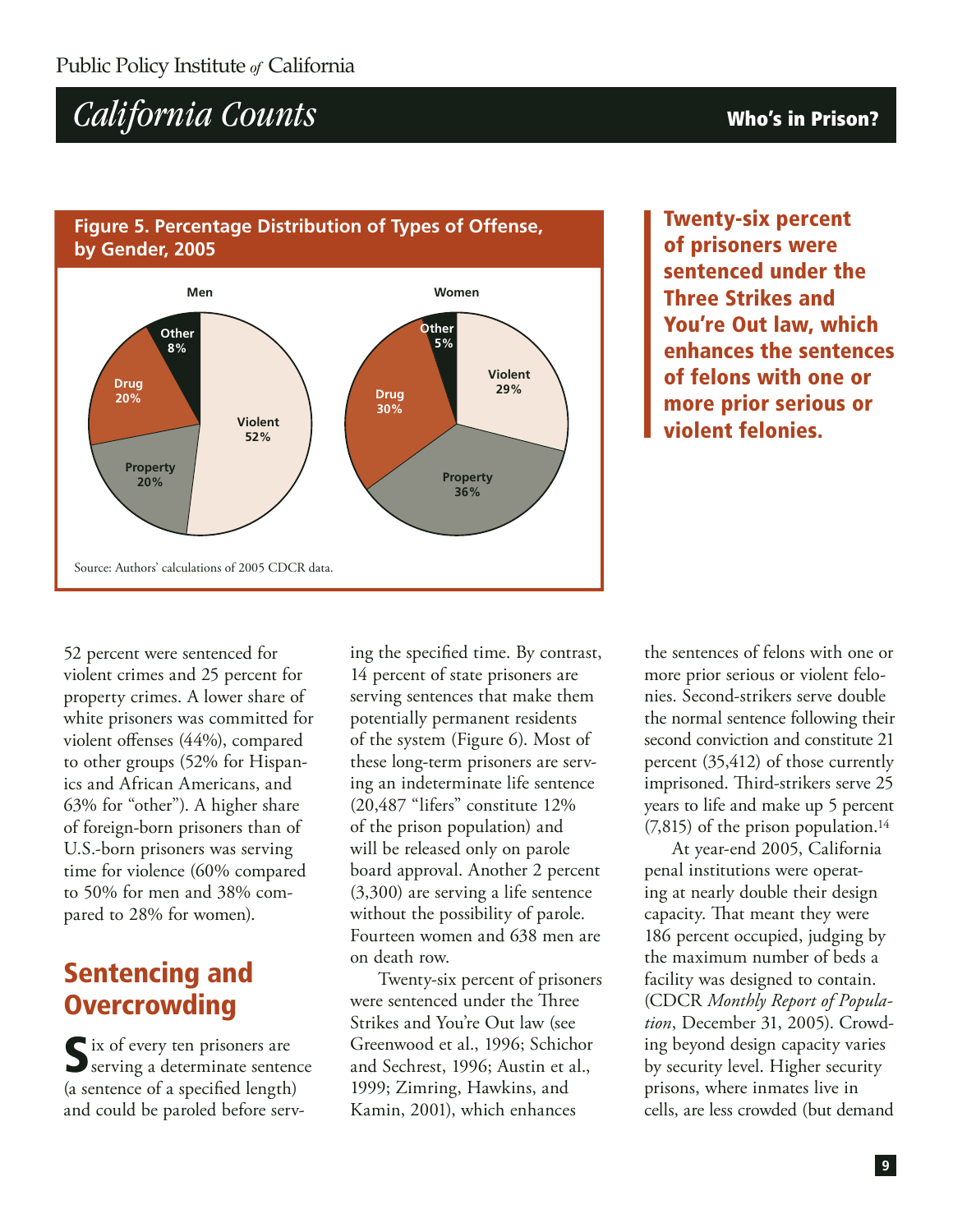**Figure 5. Percentage Distribution of Types of Offense, by Gender, 2005**

| Offense | Men | Women |
|---|---|---|
| Violent | 52% | 29% |
| Property | 20% | 36% |
| Drug | 20% | 30% |
| Other | 8% | 5% |

Source: Authors' calculations of 2005 CDCR data.

**Twenty-six percent of prisoners were sentenced under the Three Strikes and You're Out law, which enhances the sentences of felons with one or more prior serious or violent felonies.**

52 percent were sentenced for violent crimes and 25 percent for property crimes. A lower share of white prisoners was committed for violent offenses (44%), compared to other groups (52% for Hispanics and African Americans, and 63% for "other"). A higher share of foreign-born prisoners than of U.S.-born prisoners was serving time for violence (60% compared to 50% for men and 38% compared to 28% for women).

## Sentencing and Overcrowding

Six of every ten prisoners are serving a determinate sentence (a sentence of a specified length) and could be paroled before serving the specified time. By contrast, 14 percent of state prisoners are serving sentences that make them potentially permanent residents of the system (Figure 6). Most of these long-term prisoners are serving an indeterminate life sentence (20,487 "lifers" constitute 12% of the prison population) and will be released only on parole board approval. Another 2 percent (3,300) are serving a life sentence without the possibility of parole. Fourteen women and 638 men are on death row.

Twenty-six percent of prisoners were sentenced under the Three Strikes and You're Out law (see Greenwood et al., 1996; Schichor and Sechrest, 1996; Austin et al., 1999; Zimring, Hawkins, and Kamin, 2001), which enhances the sentences of felons with one or more prior serious or violent felonies. Second-strikers serve double the normal sentence following their second conviction and constitute 21 percent (35,412) of those currently imprisoned. Third-strikers serve 25 years to life and make up 5 percent (7,815) of the prison population.[14]

At year-end 2005, California penal institutions were operating at nearly double their design capacity. That meant they were 186 percent occupied, judging by the maximum number of beds a facility was designed to contain. (CDCR *Monthly Report of Population*, December 31, 2005). Crowding beyond design capacity varies by security level. Higher security prisons, where inmates live in cells, are less crowded (but demand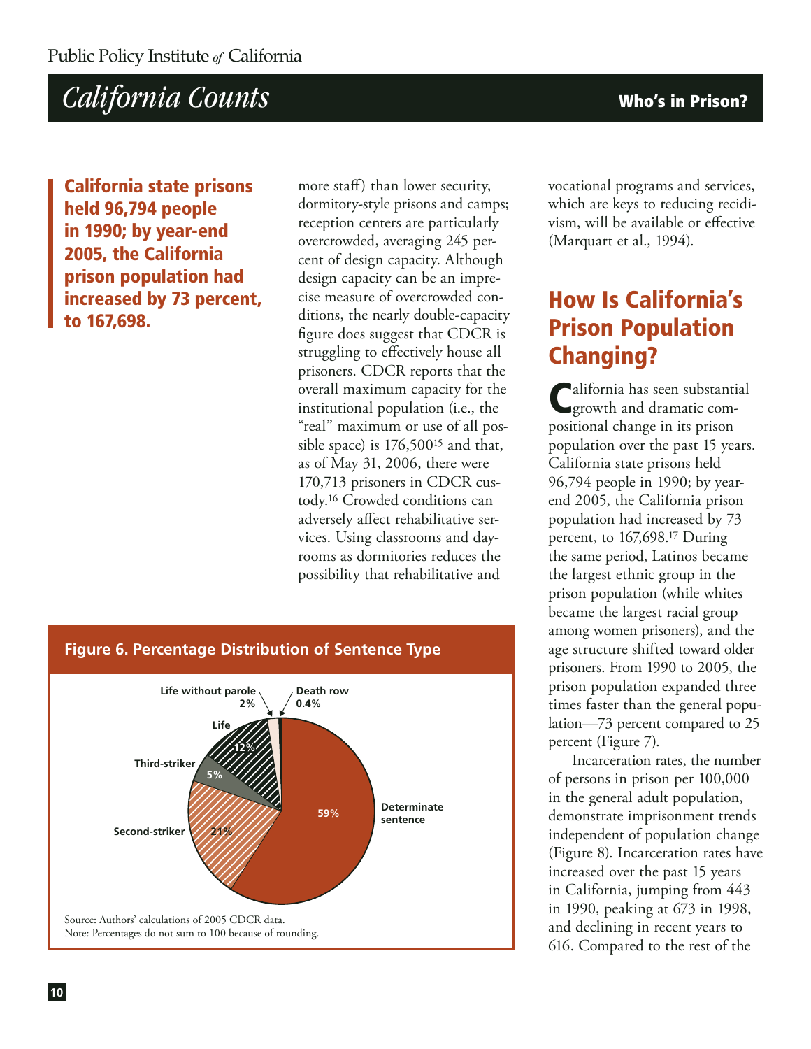**California state prisons held 96,794 people in 1990; by year-end 2005, the California prison population had increased by 73 percent, to 167,698.**

more staff) than lower security, dormitory-style prisons and camps; reception centers are particularly overcrowded, averaging 245 percent of design capacity. Although design capacity can be an imprecise measure of overcrowded conditions, the nearly double-capacity figure does suggest that CDCR is struggling to effectively house all prisoners. CDCR reports that the overall maximum capacity for the institutional population (i.e., the "real" maximum or use of all possible space) is 176,500[15] and that, as of May 31, 2006, there were 170,713 prisoners in CDCR custody.[16] Crowded conditions can adversely affect rehabilitative services. Using classrooms and dayrooms as dormitories reduces the possibility that rehabilitative and vocational programs and services, which are keys to reducing recidivism, will be available or effective (Marquart et al., 1994).

**Figure 6. Percentage Distribution of Sentence Type**

| Sentence type | Percent |
|---|---|
| Determinate sentence | 59% |
| Second-striker | 21% |
| Third-striker | 5% |
| Life | 12% |
| Life without parole | 2% |
| Death row | 0.4% |

Source: Authors' calculations of 2005 CDCR data.
Note: Percentages do not sum to 100 because of rounding.

## How Is California's Prison Population Changing?

California has seen substantial growth and dramatic compositional change in its prison population over the past 15 years. California state prisons held 96,794 people in 1990; by year-end 2005, the California prison population had increased by 73 percent, to 167,698.[17] During the same period, Latinos became the largest ethnic group in the prison population (while whites became the largest racial group among women prisoners), and the age structure shifted toward older prisoners. From 1990 to 2005, the prison population expanded three times faster than the general population—73 percent compared to 25 percent (Figure 7).

Incarceration rates, the number of persons in prison per 100,000 in the general adult population, demonstrate imprisonment trends independent of population change (Figure 8). Incarceration rates have increased over the past 15 years in California, jumping from 443 in 1990, peaking at 673 in 1998, and declining in recent years to 616. Compared to the rest of the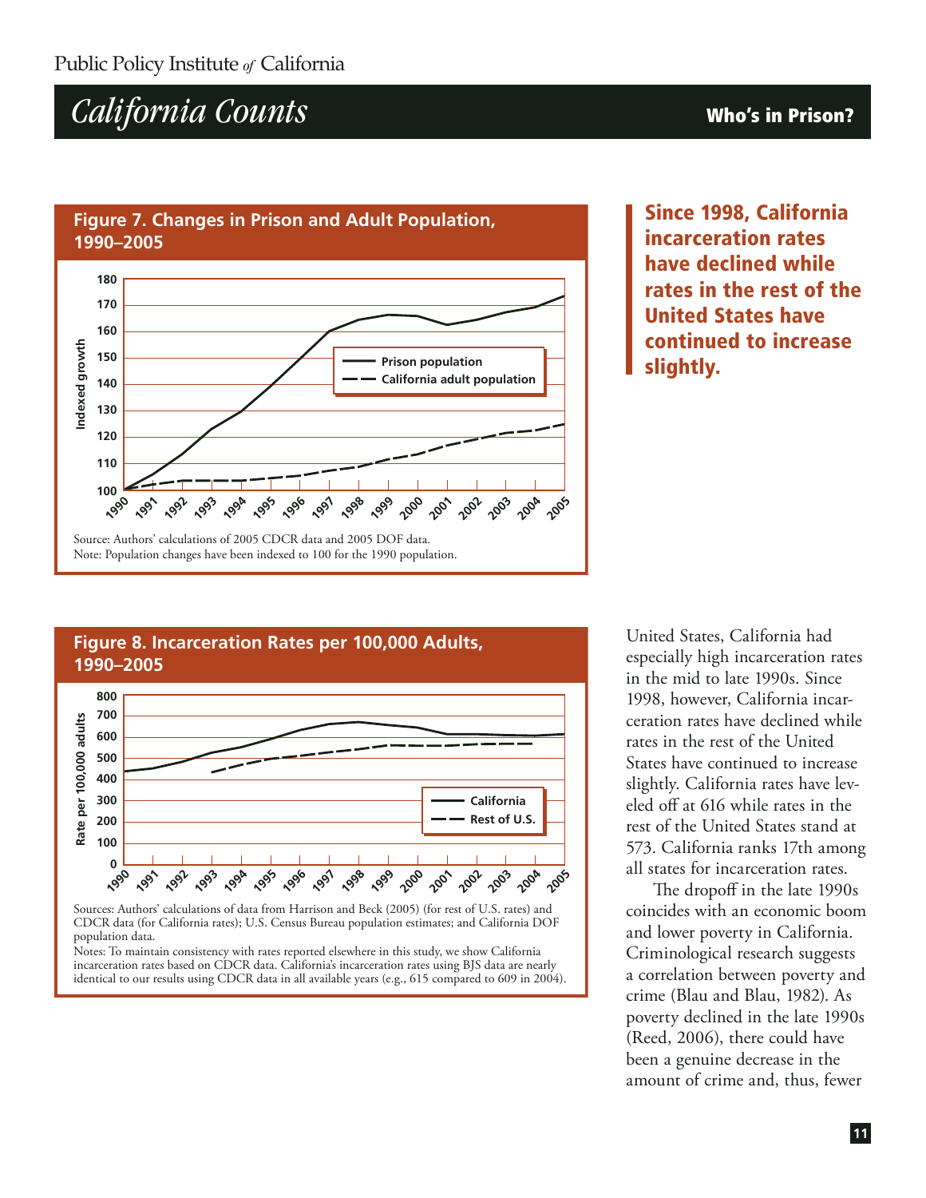## Figure 7. Changes in Prison and Adult Population, 1990–2005

Source: Authors' calculations of 2005 CDCR data and 2005 DOF data.
Note: Population changes have been indexed to 100 for the 1990 population.

**Since 1998, California incarceration rates have declined while rates in the rest of the United States have continued to increase slightly.**

## Figure 8. Incarceration Rates per 100,000 Adults, 1990–2005

Sources: Authors' calculations of data from Harrison and Beck (2005) (for rest of U.S. rates) and CDCR data (for California rates); U.S. Census Bureau population estimates; and California DOF population data.
Notes: To maintain consistency with rates reported elsewhere in this study, we show California incarceration rates based on CDCR data. California's incarceration rates using BJS data are nearly identical to our results using CDCR data in all available years (e.g., 615 compared to 609 in 2004).

United States, California had especially high incarceration rates in the mid to late 1990s. Since 1998, however, California incarceration rates have declined while rates in the rest of the United States have continued to increase slightly. California rates have leveled off at 616 while rates in the rest of the United States stand at 573. California ranks 17th among all states for incarceration rates.

The dropoff in the late 1990s coincides with an economic boom and lower poverty in California. Criminological research suggests a correlation between poverty and crime (Blau and Blau, 1982). As poverty declined in the late 1990s (Reed, 2006), there could have been a genuine decrease in the amount of crime and, thus, fewer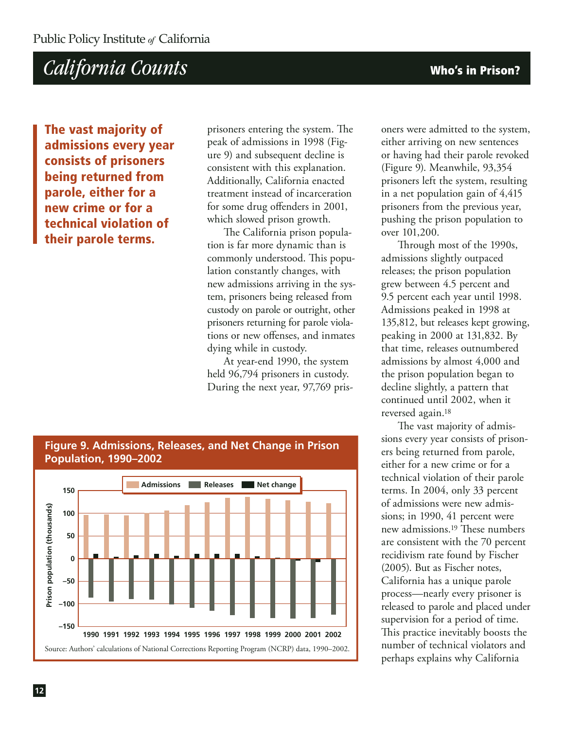**The vast majority of admissions every year consists of prisoners being returned from parole, either for a new crime or for a technical violation of their parole terms.**

prisoners entering the system. The peak of admissions in 1998 (Figure 9) and subsequent decline is consistent with this explanation. Additionally, California enacted treatment instead of incarceration for some drug offenders in 2001, which slowed prison growth.

The California prison population is far more dynamic than is commonly understood. This population constantly changes, with new admissions arriving in the system, prisoners being released from custody on parole or outright, other prisoners returning for parole violations or new offenses, and inmates dying while in custody.

At year-end 1990, the system held 96,794 prisoners in custody. During the next year, 97,769 prisoners were admitted to the system, either arriving on new sentences or having had their parole revoked (Figure 9). Meanwhile, 93,354 prisoners left the system, resulting in a net population gain of 4,415 prisoners from the previous year, pushing the prison population to over 101,200.

Through most of the 1990s, admissions slightly outpaced releases; the prison population grew between 4.5 percent and 9.5 percent each year until 1998. Admissions peaked in 1998 at 135,812, but releases kept growing, peaking in 2000 at 131,832. By that time, releases outnumbered admissions by almost 4,000 and the prison population began to decline slightly, a pattern that continued until 2002, when it reversed again.[18]

The vast majority of admissions every year consists of prisoners being returned from parole, either for a new crime or for a technical violation of their parole terms. In 2004, only 33 percent of admissions were new admissions; in 1990, 41 percent were new admissions.[19] These numbers are consistent with the 70 percent recidivism rate found by Fischer (2005). But as Fischer notes, California has a unique parole process—nearly every prisoner is released to parole and placed under supervision for a period of time. This practice inevitably boosts the number of technical violators and perhaps explains why California

**Figure 9. Admissions, Releases, and Net Change in Prison Population, 1990–2002**

Source: Authors' calculations of National Corrections Reporting Program (NCRP) data, 1990–2002.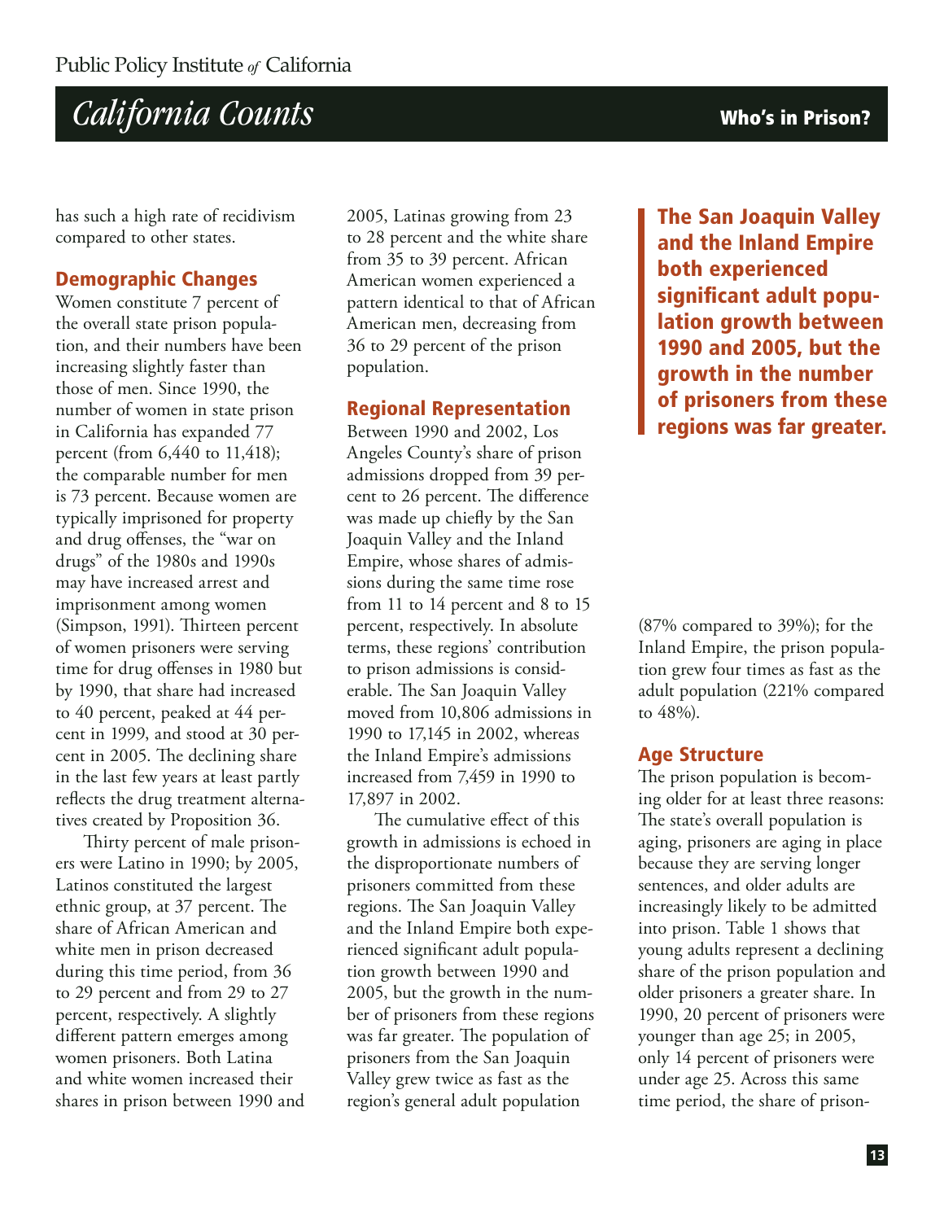has such a high rate of recidivism compared to other states.

### Demographic Changes

Women constitute 7 percent of the overall state prison population, and their numbers have been increasing slightly faster than those of men. Since 1990, the number of women in state prison in California has expanded 77 percent (from 6,440 to 11,418); the comparable number for men is 73 percent. Because women are typically imprisoned for property and drug offenses, the "war on drugs" of the 1980s and 1990s may have increased arrest and imprisonment among women (Simpson, 1991). Thirteen percent of women prisoners were serving time for drug offenses in 1980 but by 1990, that share had increased to 40 percent, peaked at 44 percent in 1999, and stood at 30 percent in 2005. The declining share in the last few years at least partly reflects the drug treatment alternatives created by Proposition 36.

Thirty percent of male prisoners were Latino in 1990; by 2005, Latinos constituted the largest ethnic group, at 37 percent. The share of African American and white men in prison decreased during this time period, from 36 to 29 percent and from 29 to 27 percent, respectively. A slightly different pattern emerges among women prisoners. Both Latina and white women increased their shares in prison between 1990 and 2005, Latinas growing from 23 to 28 percent and the white share from 35 to 39 percent. African American women experienced a pattern identical to that of African American men, decreasing from 36 to 29 percent of the prison population.

### Regional Representation

Between 1990 and 2002, Los Angeles County's share of prison admissions dropped from 39 percent to 26 percent. The difference was made up chiefly by the San Joaquin Valley and the Inland Empire, whose shares of admissions during the same time rose from 11 to 14 percent and 8 to 15 percent, respectively. In absolute terms, these regions' contribution to prison admissions is considerable. The San Joaquin Valley moved from 10,806 admissions in 1990 to 17,145 in 2002, whereas the Inland Empire's admissions increased from 7,459 in 1990 to 17,897 in 2002.

The cumulative effect of this growth in admissions is echoed in the disproportionate numbers of prisoners committed from these regions. The San Joaquin Valley and the Inland Empire both experienced significant adult population growth between 1990 and 2005, but the growth in the number of prisoners from these regions was far greater. The population of prisoners from the San Joaquin Valley grew twice as fast as the region's general adult population (87% compared to 39%); for the Inland Empire, the prison population grew four times as fast as the adult population (221% compared to 48%).

**The San Joaquin Valley and the Inland Empire both experienced significant adult population growth between 1990 and 2005, but the growth in the number of prisoners from these regions was far greater.**

### Age Structure

The prison population is becoming older for at least three reasons: The state's overall population is aging, prisoners are aging in place because they are serving longer sentences, and older adults are increasingly likely to be admitted into prison. Table 1 shows that young adults represent a declining share of the prison population and older prisoners a greater share. In 1990, 20 percent of prisoners were younger than age 25; in 2005, only 14 percent of prisoners were under age 25. Across this same time period, the share of prison-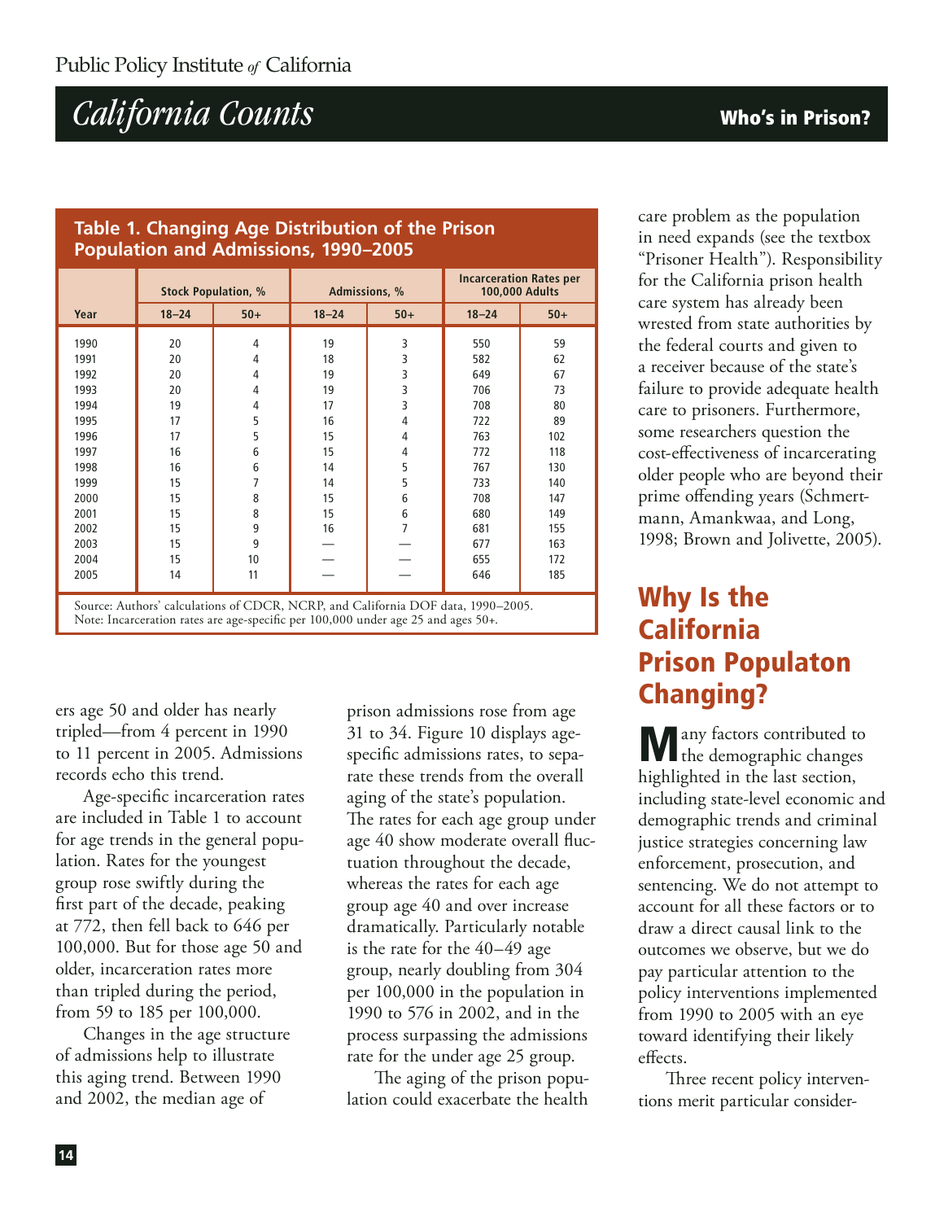**Table 1. Changing Age Distribution of the Prison Population and Admissions, 1990–2005**

| Year | Stock Population, % | | Admissions, % | | Incarceration Rates per 100,000 Adults | |
|---|---|---|---|---|---|---|
| | 18–24 | 50+ | 18–24 | 50+ | 18–24 | 50+ |
| 1990 | 20 | 4 | 19 | 3 | 550 | 59 |
| 1991 | 20 | 4 | 18 | 3 | 582 | 62 |
| 1992 | 20 | 4 | 19 | 3 | 649 | 67 |
| 1993 | 20 | 4 | 19 | 3 | 706 | 73 |
| 1994 | 19 | 4 | 17 | 3 | 708 | 80 |
| 1995 | 17 | 5 | 16 | 4 | 722 | 89 |
| 1996 | 17 | 5 | 15 | 4 | 763 | 102 |
| 1997 | 16 | 6 | 15 | 4 | 772 | 118 |
| 1998 | 16 | 6 | 14 | 5 | 767 | 130 |
| 1999 | 15 | 7 | 14 | 5 | 733 | 140 |
| 2000 | 15 | 8 | 15 | 6 | 708 | 147 |
| 2001 | 15 | 8 | 15 | 6 | 680 | 149 |
| 2002 | 15 | 9 | 16 | 7 | 681 | 155 |
| 2003 | 15 | 9 | — | — | 677 | 163 |
| 2004 | 15 | 10 | — | — | 655 | 172 |
| 2005 | 14 | 11 | — | — | 646 | 185 |

Source: Authors' calculations of CDCR, NCRP, and California DOF data, 1990–2005.
Note: Incarceration rates are age-specific per 100,000 under age 25 and ages 50+.

ers age 50 and older has nearly tripled—from 4 percent in 1990 to 11 percent in 2005. Admissions records echo this trend.

Age-specific incarceration rates are included in Table 1 to account for age trends in the general population. Rates for the youngest group rose swiftly during the first part of the decade, peaking at 772, then fell back to 646 per 100,000. But for those age 50 and older, incarceration rates more than tripled during the period, from 59 to 185 per 100,000.

Changes in the age structure of admissions help to illustrate this aging trend. Between 1990 and 2002, the median age of prison admissions rose from age 31 to 34. Figure 10 displays age-specific admissions rates, to separate these trends from the overall aging of the state's population. The rates for each age group under age 40 show moderate overall fluctuation throughout the decade, whereas the rates for each age group age 40 and over increase dramatically. Particularly notable is the rate for the 40–49 age group, nearly doubling from 304 per 100,000 in the population in 1990 to 576 in 2002, and in the process surpassing the admissions rate for the under age 25 group.

The aging of the prison population could exacerbate the health care problem as the population in need expands (see the textbox "Prisoner Health"). Responsibility for the California prison health care system has already been wrested from state authorities by the federal courts and given to a receiver because of the state's failure to provide adequate health care to prisoners. Furthermore, some researchers question the cost-effectiveness of incarcerating older people who are beyond their prime offending years (Schmertmann, Amankwaa, and Long, 1998; Brown and Jolivette, 2005).

## Why Is the California Prison Populaton Changing?

Many factors contributed to the demographic changes highlighted in the last section, including state-level economic and demographic trends and criminal justice strategies concerning law enforcement, prosecution, and sentencing. We do not attempt to account for all these factors or to draw a direct causal link to the outcomes we observe, but we do pay particular attention to the policy interventions implemented from 1990 to 2005 with an eye toward identifying their likely effects.

Three recent policy interventions merit particular consider-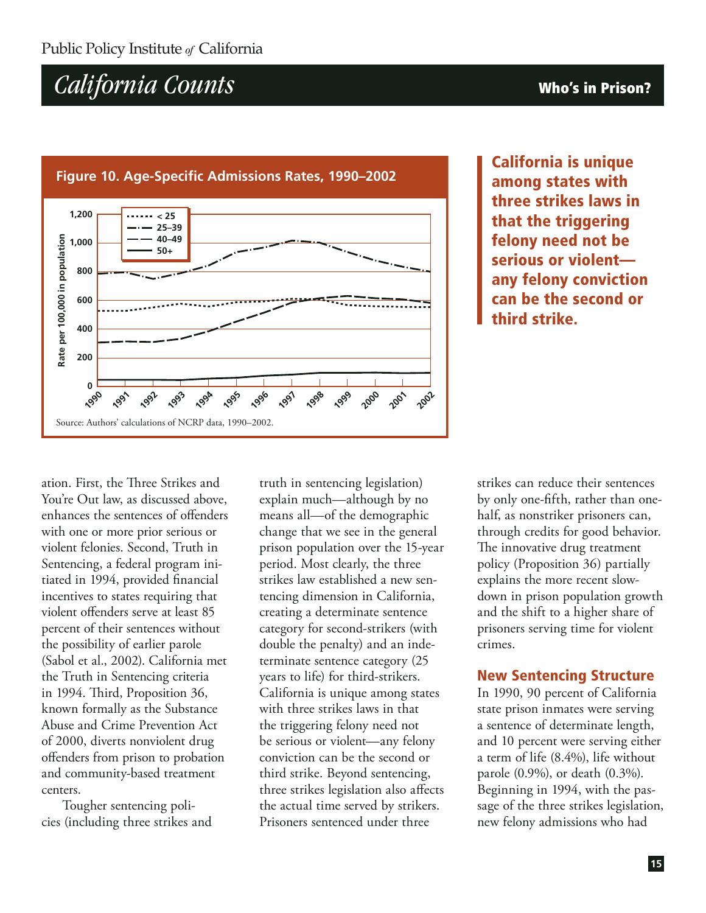**Figure 10. Age-Specific Admissions Rates, 1990–2002**

Source: Authors' calculations of NCRP data, 1990–2002.

**California is unique among states with three strikes laws in that the triggering felony need not be serious or violent—any felony conviction can be the second or third strike.**

ation. First, the Three Strikes and You're Out law, as discussed above, enhances the sentences of offenders with one or more prior serious or violent felonies. Second, Truth in Sentencing, a federal program initiated in 1994, provided financial incentives to states requiring that violent offenders serve at least 85 percent of their sentences without the possibility of earlier parole (Sabol et al., 2002). California met the Truth in Sentencing criteria in 1994. Third, Proposition 36, known formally as the Substance Abuse and Crime Prevention Act of 2000, diverts nonviolent drug offenders from prison to probation and community-based treatment centers.

Tougher sentencing policies (including three strikes and truth in sentencing legislation) explain much—although by no means all—of the demographic change that we see in the general prison population over the 15-year period. Most clearly, the three strikes law established a new sentencing dimension in California, creating a determinate sentence category for second-strikers (with double the penalty) and an indeterminate sentence category (25 years to life) for third-strikers. California is unique among states with three strikes laws in that the triggering felony need not be serious or violent—any felony conviction can be the second or third strike. Beyond sentencing, three strikes legislation also affects the actual time served by strikers. Prisoners sentenced under three strikes can reduce their sentences by only one-fifth, rather than one-half, as nonstriker prisoners can, through credits for good behavior. The innovative drug treatment policy (Proposition 36) partially explains the more recent slowdown in prison population growth and the shift to a higher share of prisoners serving time for violent crimes.

## New Sentencing Structure

In 1990, 90 percent of California state prison inmates were serving a sentence of determinate length, and 10 percent were serving either a term of life (8.4%), life without parole (0.9%), or death (0.3%). Beginning in 1994, with the passage of the three strikes legislation, new felony admissions who had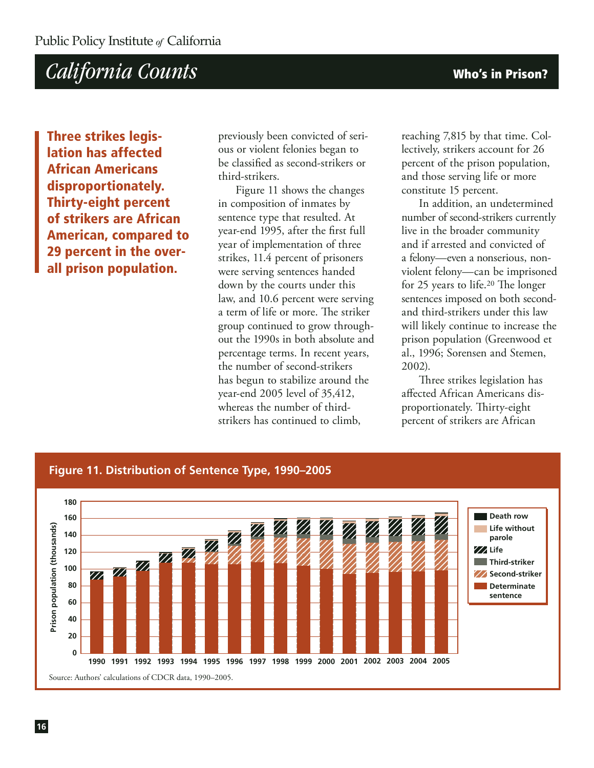**Three strikes legislation has affected African Americans disproportionately. Thirty-eight percent of strikers are African American, compared to 29 percent in the overall prison population.**

previously been convicted of serious or violent felonies began to be classified as second-strikers or third-strikers.

Figure 11 shows the changes in composition of inmates by sentence type that resulted. At year-end 1995, after the first full year of implementation of three strikes, 11.4 percent of prisoners were serving sentences handed down by the courts under this law, and 10.6 percent were serving a term of life or more. The striker group continued to grow throughout the 1990s in both absolute and percentage terms. In recent years, the number of second-strikers has begun to stabilize around the year-end 2005 level of 35,412, whereas the number of third-strikers has continued to climb, reaching 7,815 by that time. Collectively, strikers account for 26 percent of the prison population, and those serving life or more constitute 15 percent.

In addition, an undetermined number of second-strikers currently live in the broader community and if arrested and convicted of a felony—even a nonserious, nonviolent felony—can be imprisoned for 25 years to life.[20] The longer sentences imposed on both second- and third-strikers under this law will likely continue to increase the prison population (Greenwood et al., 1996; Sorensen and Stemen, 2002).

Three strikes legislation has affected African Americans disproportionately. Thirty-eight percent of strikers are African

**Figure 11. Distribution of Sentence Type, 1990–2005**

Source: Authors' calculations of CDCR data, 1990–2005.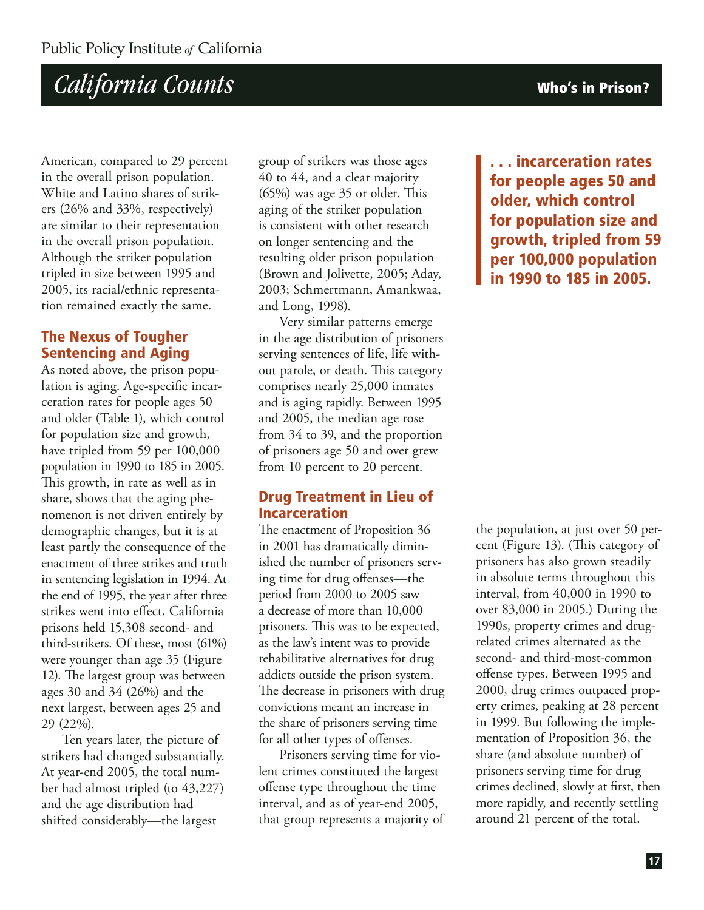American, compared to 29 percent in the overall prison population. White and Latino shares of strikers (26% and 33%, respectively) are similar to their representation in the overall prison population. Although the striker population tripled in size between 1995 and 2005, its racial/ethnic representation remained exactly the same.

## The Nexus of Tougher Sentencing and Aging

As noted above, the prison population is aging. Age-specific incarceration rates for people ages 50 and older (Table 1), which control for population size and growth, have tripled from 59 per 100,000 population in 1990 to 185 in 2005. This growth, in rate as well as in share, shows that the aging phenomenon is not driven entirely by demographic changes, but it is at least partly the consequence of the enactment of three strikes and truth in sentencing legislation in 1994. At the end of 1995, the year after three strikes went into effect, California prisons held 15,308 second- and third-strikers. Of these, most (61%) were younger than age 35 (Figure 12). The largest group was between ages 30 and 34 (26%) and the next largest, between ages 25 and 29 (22%).

Ten years later, the picture of strikers had changed substantially. At year-end 2005, the total number had almost tripled (to 43,227) and the age distribution had shifted considerably—the largest group of strikers was those ages 40 to 44, and a clear majority (65%) was age 35 or older. This aging of the striker population is consistent with other research on longer sentencing and the resulting older prison population (Brown and Jolivette, 2005; Aday, 2003; Schmertmann, Amankwaa, and Long, 1998).

Very similar patterns emerge in the age distribution of prisoners serving sentences of life, life without parole, or death. This category comprises nearly 25,000 inmates and is aging rapidly. Between 1995 and 2005, the median age rose from 34 to 39, and the proportion of prisoners age 50 and over grew from 10 percent to 20 percent.

**. . . incarceration rates for people ages 50 and older, which control for population size and growth, tripled from 59 per 100,000 population in 1990 to 185 in 2005.**

## Drug Treatment in Lieu of Incarceration

The enactment of Proposition 36 in 2001 has dramatically diminished the number of prisoners serving time for drug offenses—the period from 2000 to 2005 saw a decrease of more than 10,000 prisoners. This was to be expected, as the law's intent was to provide rehabilitative alternatives for drug addicts outside the prison system. The decrease in prisoners with drug convictions meant an increase in the share of prisoners serving time for all other types of offenses.

Prisoners serving time for violent crimes constituted the largest offense type throughout the time interval, and as of year-end 2005, that group represents a majority of the population, at just over 50 percent (Figure 13). (This category of prisoners has also grown steadily in absolute terms throughout this interval, from 40,000 in 1990 to over 83,000 in 2005.) During the 1990s, property crimes and drug-related crimes alternated as the second- and third-most-common offense types. Between 1995 and 2000, drug crimes outpaced property crimes, peaking at 28 percent in 1999. But following the implementation of Proposition 36, the share (and absolute number) of prisoners serving time for drug crimes declined, slowly at first, then more rapidly, and recently settling around 21 percent of the total.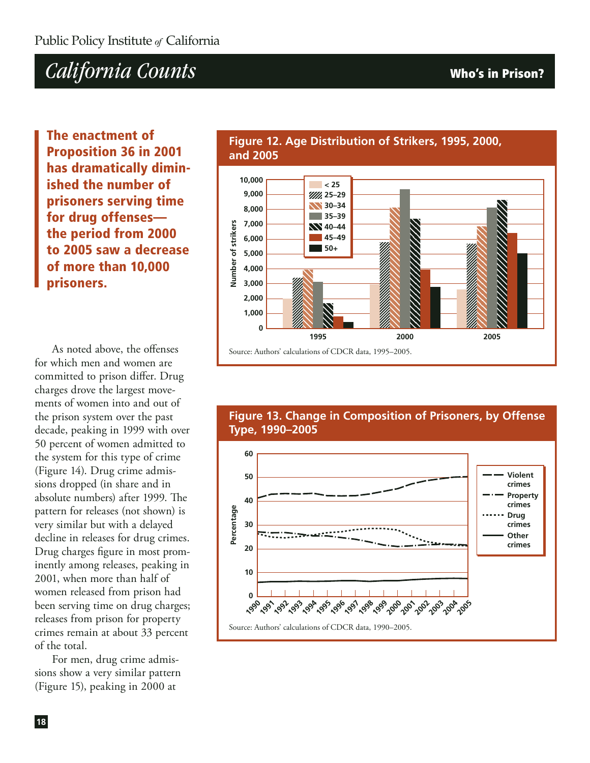**The enactment of Proposition 36 in 2001 has dramatically diminished the number of prisoners serving time for drug offenses—the period from 2000 to 2005 saw a decrease of more than 10,000 prisoners.**

As noted above, the offenses for which men and women are committed to prison differ. Drug charges drove the largest movements of women into and out of the prison system over the past decade, peaking in 1999 with over 50 percent of women admitted to the system for this type of crime (Figure 14). Drug crime admissions dropped (in share and in absolute numbers) after 1999. The pattern for releases (not shown) is very similar but with a delayed decline in releases for drug crimes. Drug charges figure in most prominently among releases, peaking in 2001, when more than half of women released from prison had been serving time on drug charges; releases from prison for property crimes remain at about 33 percent of the total.

For men, drug crime admissions show a very similar pattern (Figure 15), peaking in 2000 at

**Figure 12. Age Distribution of Strikers, 1995, 2000, and 2005**

Source: Authors' calculations of CDCR data, 1995–2005.

**Figure 13. Change in Composition of Prisoners, by Offense Type, 1990–2005**

Source: Authors' calculations of CDCR data, 1990–2005.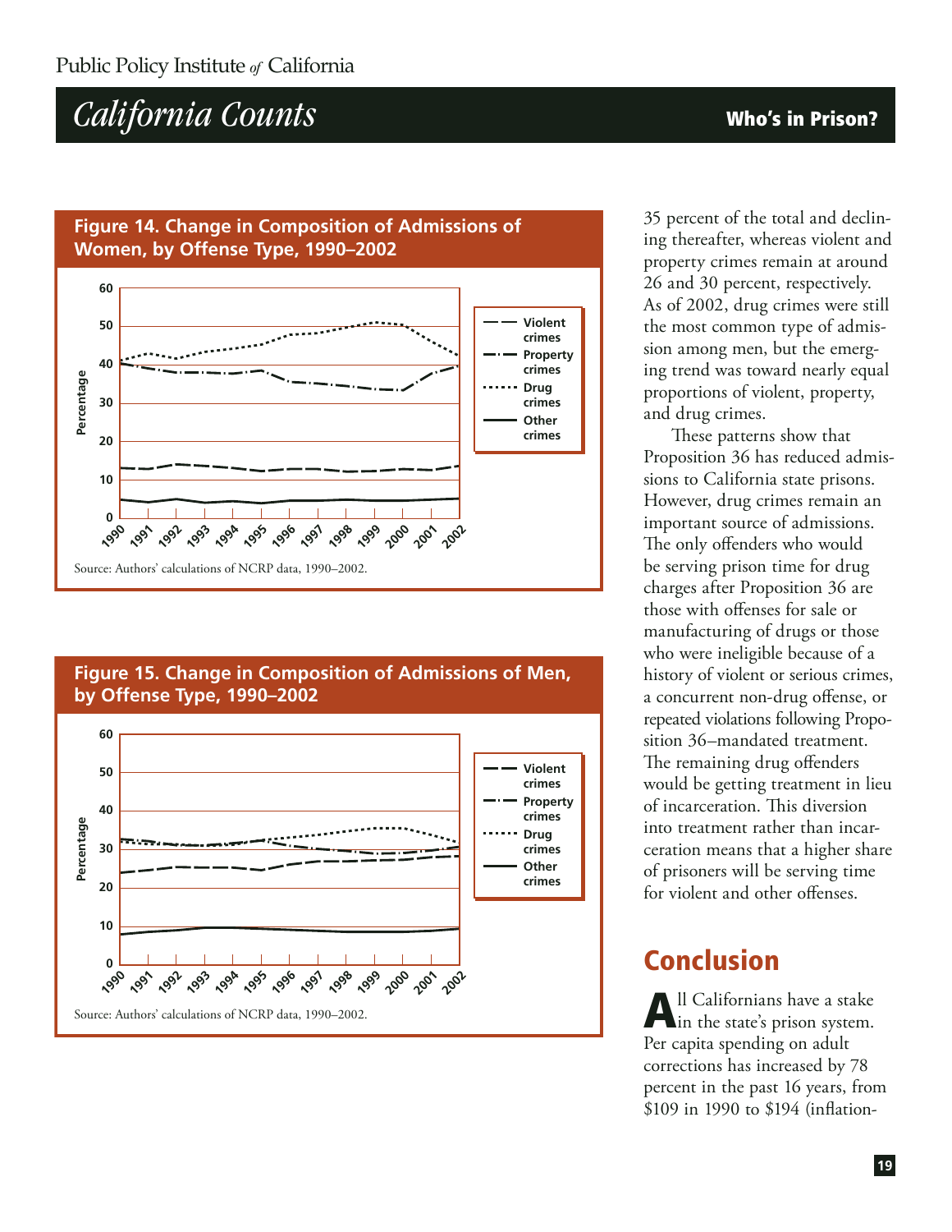**Figure 14. Change in Composition of Admissions of Women, by Offense Type, 1990–2002**

Source: Authors' calculations of NCRP data, 1990–2002.

**Figure 15. Change in Composition of Admissions of Men, by Offense Type, 1990–2002**

Source: Authors' calculations of NCRP data, 1990–2002.

35 percent of the total and declining thereafter, whereas violent and property crimes remain at around 26 and 30 percent, respectively. As of 2002, drug crimes were still the most common type of admission among men, but the emerging trend was toward nearly equal proportions of violent, property, and drug crimes.

These patterns show that Proposition 36 has reduced admissions to California state prisons. However, drug crimes remain an important source of admissions. The only offenders who would be serving prison time for drug charges after Proposition 36 are those with offenses for sale or manufacturing of drugs or those who were ineligible because of a history of violent or serious crimes, a concurrent non-drug offense, or repeated violations following Proposition 36–mandated treatment. The remaining drug offenders would be getting treatment in lieu of incarceration. This diversion into treatment rather than incarceration means that a higher share of prisoners will be serving time for violent and other offenses.

## Conclusion

All Californians have a stake in the state's prison system. Per capita spending on adult corrections has increased by 78 percent in the past 16 years, from $109 in 1990 to $194 (inflation-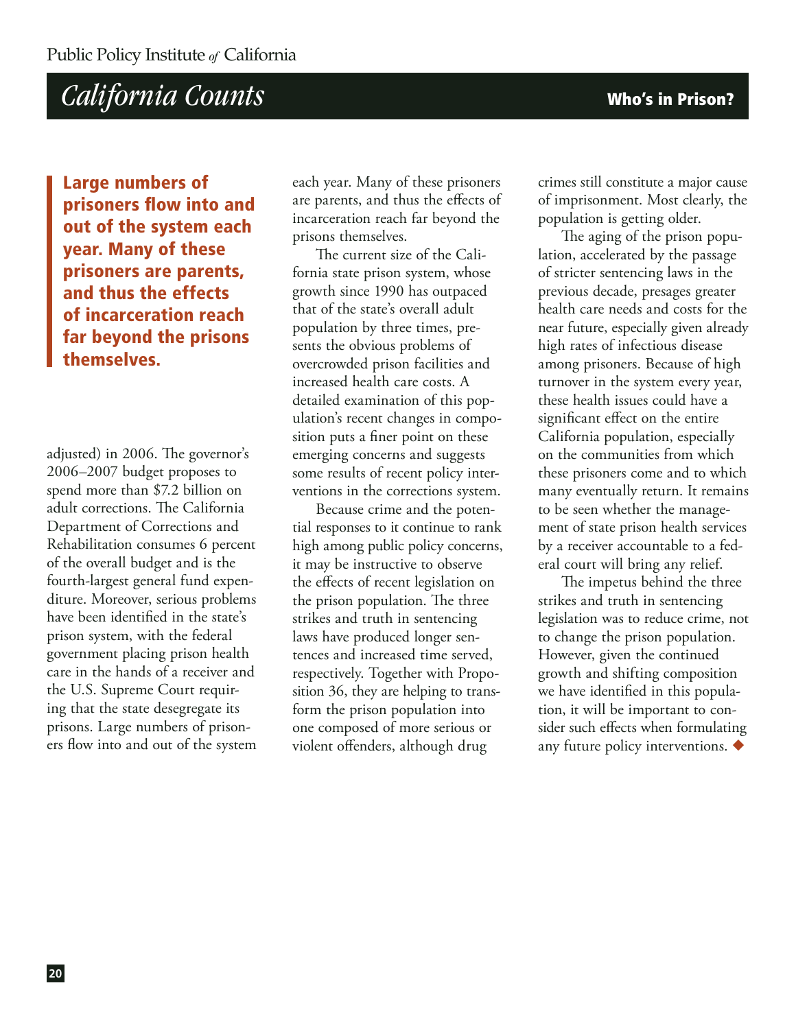**Large numbers of prisoners flow into and out of the system each year. Many of these prisoners are parents, and thus the effects of incarceration reach far beyond the prisons themselves.**

adjusted) in 2006. The governor's 2006–2007 budget proposes to spend more than $7.2 billion on adult corrections. The California Department of Corrections and Rehabilitation consumes 6 percent of the overall budget and is the fourth-largest general fund expenditure. Moreover, serious problems have been identified in the state's prison system, with the federal government placing prison health care in the hands of a receiver and the U.S. Supreme Court requiring that the state desegregate its prisons. Large numbers of prisoners flow into and out of the system each year. Many of these prisoners are parents, and thus the effects of incarceration reach far beyond the prisons themselves.

The current size of the California state prison system, whose growth since 1990 has outpaced that of the state's overall adult population by three times, presents the obvious problems of overcrowded prison facilities and increased health care costs. A detailed examination of this population's recent changes in composition puts a finer point on these emerging concerns and suggests some results of recent policy interventions in the corrections system.

Because crime and the potential responses to it continue to rank high among public policy concerns, it may be instructive to observe the effects of recent legislation on the prison population. The three strikes and truth in sentencing laws have produced longer sentences and increased time served, respectively. Together with Proposition 36, they are helping to transform the prison population into one composed of more serious or violent offenders, although drug crimes still constitute a major cause of imprisonment. Most clearly, the population is getting older.

The aging of the prison population, accelerated by the passage of stricter sentencing laws in the previous decade, presages greater health care needs and costs for the near future, especially given already high rates of infectious disease among prisoners. Because of high turnover in the system every year, these health issues could have a significant effect on the entire California population, especially on the communities from which these prisoners come and to which many eventually return. It remains to be seen whether the management of state prison health services by a receiver accountable to a federal court will bring any relief.

The impetus behind the three strikes and truth in sentencing legislation was to reduce crime, not to change the prison population. However, given the continued growth and shifting composition we have identified in this population, it will be important to consider such effects when formulating any future policy interventions. ◆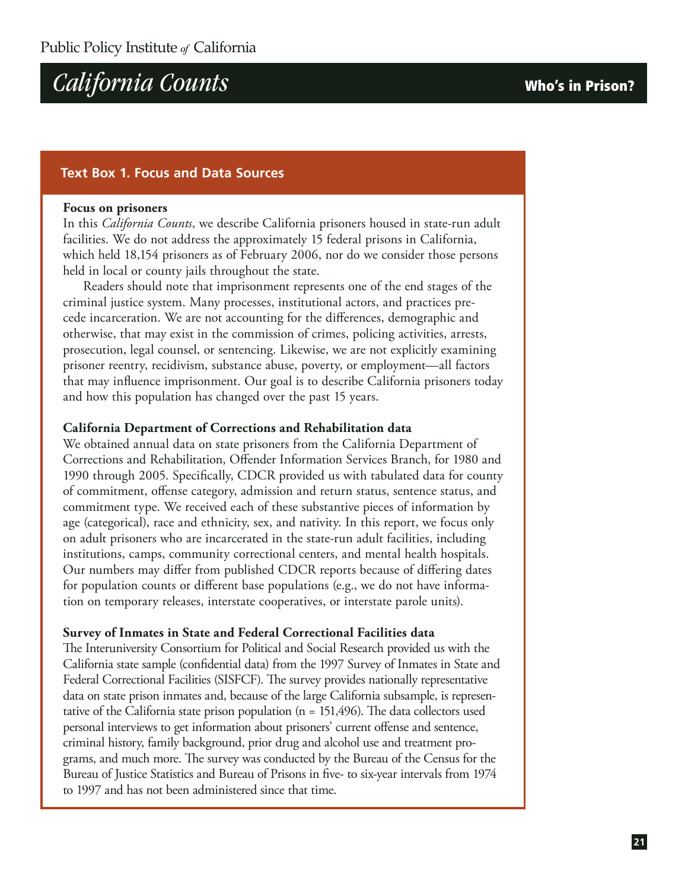## Text Box 1. Focus and Data Sources

**Focus on prisoners**

In this *California Counts*, we describe California prisoners housed in state-run adult facilities. We do not address the approximately 15 federal prisons in California, which held 18,154 prisoners as of February 2006, nor do we consider those persons held in local or county jails throughout the state.

Readers should note that imprisonment represents one of the end stages of the criminal justice system. Many processes, institutional actors, and practices precede incarceration. We are not accounting for the differences, demographic and otherwise, that may exist in the commission of crimes, policing activities, arrests, prosecution, legal counsel, or sentencing. Likewise, we are not explicitly examining prisoner reentry, recidivism, substance abuse, poverty, or employment—all factors that may influence imprisonment. Our goal is to describe California prisoners today and how this population has changed over the past 15 years.

**California Department of Corrections and Rehabilitation data**

We obtained annual data on state prisoners from the California Department of Corrections and Rehabilitation, Offender Information Services Branch, for 1980 and 1990 through 2005. Specifically, CDCR provided us with tabulated data for county of commitment, offense category, admission and return status, sentence status, and commitment type. We received each of these substantive pieces of information by age (categorical), race and ethnicity, sex, and nativity. In this report, we focus only on adult prisoners who are incarcerated in the state-run adult facilities, including institutions, camps, community correctional centers, and mental health hospitals. Our numbers may differ from published CDCR reports because of differing dates for population counts or different base populations (e.g., we do not have information on temporary releases, interstate cooperatives, or interstate parole units).

**Survey of Inmates in State and Federal Correctional Facilities data**

The Interuniversity Consortium for Political and Social Research provided us with the California state sample (confidential data) from the 1997 Survey of Inmates in State and Federal Correctional Facilities (SISFCF). The survey provides nationally representative data on state prison inmates and, because of the large California subsample, is representative of the California state prison population (n = 151,496). The data collectors used personal interviews to get information about prisoners' current offense and sentence, criminal history, family background, prior drug and alcohol use and treatment programs, and much more. The survey was conducted by the Bureau of the Census for the Bureau of Justice Statistics and Bureau of Prisons in five- to six-year intervals from 1974 to 1997 and has not been administered since that time.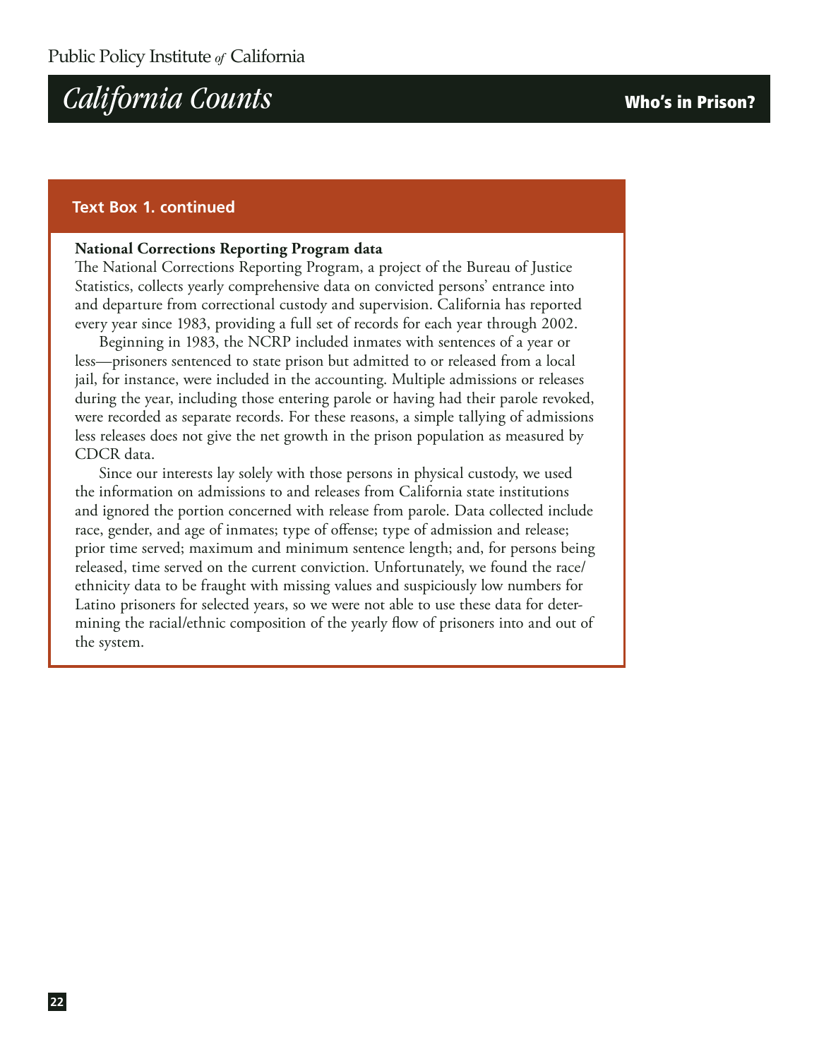**Text Box 1. continued**

**National Corrections Reporting Program data**

The National Corrections Reporting Program, a project of the Bureau of Justice Statistics, collects yearly comprehensive data on convicted persons' entrance into and departure from correctional custody and supervision. California has reported every year since 1983, providing a full set of records for each year through 2002.

Beginning in 1983, the NCRP included inmates with sentences of a year or less—prisoners sentenced to state prison but admitted to or released from a local jail, for instance, were included in the accounting. Multiple admissions or releases during the year, including those entering parole or having had their parole revoked, were recorded as separate records. For these reasons, a simple tallying of admissions less releases does not give the net growth in the prison population as measured by CDCR data.

Since our interests lay solely with those persons in physical custody, we used the information on admissions to and releases from California state institutions and ignored the portion concerned with release from parole. Data collected include race, gender, and age of inmates; type of offense; type of admission and release; prior time served; maximum and minimum sentence length; and, for persons being released, time served on the current conviction. Unfortunately, we found the race/ethnicity data to be fraught with missing values and suspiciously low numbers for Latino prisoners for selected years, so we were not able to use these data for determining the racial/ethnic composition of the yearly flow of prisoners into and out of the system.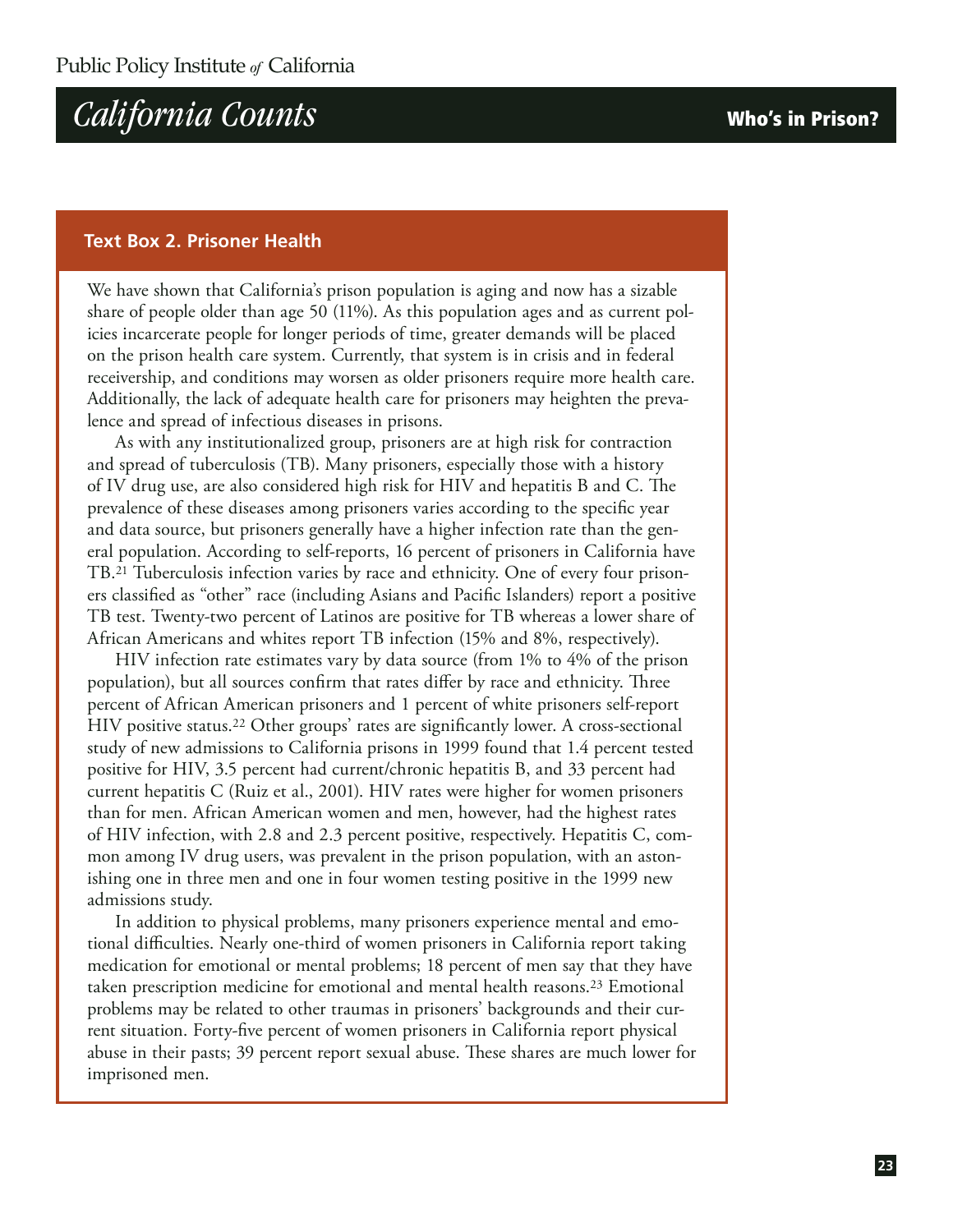### Text Box 2. Prisoner Health

We have shown that California's prison population is aging and now has a sizable share of people older than age 50 (11%). As this population ages and as current policies incarcerate people for longer periods of time, greater demands will be placed on the prison health care system. Currently, that system is in crisis and in federal receivership, and conditions may worsen as older prisoners require more health care. Additionally, the lack of adequate health care for prisoners may heighten the prevalence and spread of infectious diseases in prisons.

As with any institutionalized group, prisoners are at high risk for contraction and spread of tuberculosis (TB). Many prisoners, especially those with a history of IV drug use, are also considered high risk for HIV and hepatitis B and C. The prevalence of these diseases among prisoners varies according to the specific year and data source, but prisoners generally have a higher infection rate than the general population. According to self-reports, 16 percent of prisoners in California have TB.[21] Tuberculosis infection varies by race and ethnicity. One of every four prisoners classified as "other" race (including Asians and Pacific Islanders) report a positive TB test. Twenty-two percent of Latinos are positive for TB whereas a lower share of African Americans and whites report TB infection (15% and 8%, respectively).

HIV infection rate estimates vary by data source (from 1% to 4% of the prison population), but all sources confirm that rates differ by race and ethnicity. Three percent of African American prisoners and 1 percent of white prisoners self-report HIV positive status.[22] Other groups' rates are significantly lower. A cross-sectional study of new admissions to California prisons in 1999 found that 1.4 percent tested positive for HIV, 3.5 percent had current/chronic hepatitis B, and 33 percent had current hepatitis C (Ruiz et al., 2001). HIV rates were higher for women prisoners than for men. African American women and men, however, had the highest rates of HIV infection, with 2.8 and 2.3 percent positive, respectively. Hepatitis C, common among IV drug users, was prevalent in the prison population, with an astonishing one in three men and one in four women testing positive in the 1999 new admissions study.

In addition to physical problems, many prisoners experience mental and emotional difficulties. Nearly one-third of women prisoners in California report taking medication for emotional or mental problems; 18 percent of men say that they have taken prescription medicine for emotional and mental health reasons.[23] Emotional problems may be related to other traumas in prisoners' backgrounds and their current situation. Forty-five percent of women prisoners in California report physical abuse in their pasts; 39 percent report sexual abuse. These shares are much lower for imprisoned men.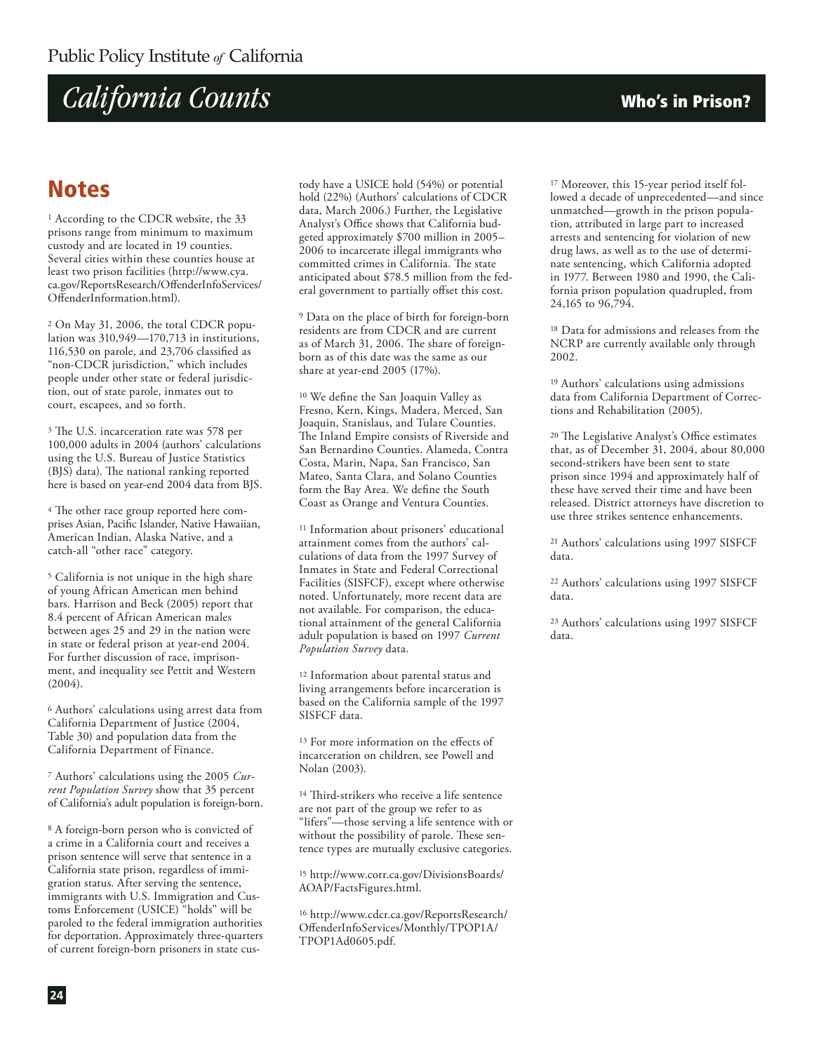## Notes

[1] According to the CDCR website, the 33 prisons range from minimum to maximum custody and are located in 19 counties. Several cities within these counties house at least two prison facilities (http://www.cya.ca.gov/ReportsResearch/OffenderInfoServices/OffenderInformation.html).

[2] On May 31, 2006, the total CDCR population was 310,949—170,713 in institutions, 116,530 on parole, and 23,706 classified as "non-CDCR jurisdiction," which includes people under other state or federal jurisdiction, out of state parole, inmates out to court, escapees, and so forth.

[3] The U.S. incarceration rate was 578 per 100,000 adults in 2004 (authors' calculations using the U.S. Bureau of Justice Statistics (BJS) data). The national ranking reported here is based on year-end 2004 data from BJS.

[4] The other race group reported here comprises Asian, Pacific Islander, Native Hawaiian, American Indian, Alaska Native, and a catch-all "other race" category.

[5] California is not unique in the high share of young African American men behind bars. Harrison and Beck (2005) report that 8.4 percent of African American males between ages 25 and 29 in the nation were in state or federal prison at year-end 2004. For further discussion of race, imprisonment, and inequality see Pettit and Western (2004).

[6] Authors' calculations using arrest data from California Department of Justice (2004, Table 30) and population data from the California Department of Finance.

[7] Authors' calculations using the 2005 *Current Population Survey* show that 35 percent of California's adult population is foreign-born.

[8] A foreign-born person who is convicted of a crime in a California court and receives a prison sentence will serve that sentence in a California state prison, regardless of immigration status. After serving the sentence, immigrants with U.S. Immigration and Customs Enforcement (USICE) "holds" will be paroled to the federal immigration authorities for deportation. Approximately three-quarters of current foreign-born prisoners in state custody have a USICE hold (54%) or potential hold (22%) (Authors' calculations of CDCR data, March 2006.) Further, the Legislative Analyst's Office shows that California budgeted approximately $700 million in 2005–2006 to incarcerate illegal immigrants who committed crimes in California. The state anticipated about $78.5 million from the federal government to partially offset this cost.

[9] Data on the place of birth for foreign-born residents are from CDCR and are current as of March 31, 2006. The share of foreign-born as of this date was the same as our share at year-end 2005 (17%).

[10] We define the San Joaquin Valley as Fresno, Kern, Kings, Madera, Merced, San Joaquin, Stanislaus, and Tulare Counties. The Inland Empire consists of Riverside and San Bernardino Counties. Alameda, Contra Costa, Marin, Napa, San Francisco, San Mateo, Santa Clara, and Solano Counties form the Bay Area. We define the South Coast as Orange and Ventura Counties.

[11] Information about prisoners' educational attainment comes from the authors' calculations of data from the 1997 Survey of Inmates in State and Federal Correctional Facilities (SISFCF), except where otherwise noted. Unfortunately, more recent data are not available. For comparison, the educational attainment of the general California adult population is based on 1997 *Current Population Survey* data.

[12] Information about parental status and living arrangements before incarceration is based on the California sample of the 1997 SISFCF data.

[13] For more information on the effects of incarceration on children, see Powell and Nolan (2003).

[14] Third-strikers who receive a life sentence are not part of the group we refer to as "lifers"—those serving a life sentence with or without the possibility of parole. These sentence types are mutually exclusive categories.

[15] http://www.corr.ca.gov/DivisionsBoards/AOAP/FactsFigures.html.

[16] http://www.cdcr.ca.gov/ReportsResearch/OffenderInfoServices/Monthly/TPOP1A/TPOP1Ad0605.pdf.

[17] Moreover, this 15-year period itself followed a decade of unprecedented—and since unmatched—growth in the prison population, attributed in large part to increased arrests and sentencing for violation of new drug laws, as well as to the use of determinate sentencing, which California adopted in 1977. Between 1980 and 1990, the California prison population quadrupled, from 24,165 to 96,794.

[18] Data for admissions and releases from the NCRP are currently available only through 2002.

[19] Authors' calculations using admissions data from California Department of Corrections and Rehabilitation (2005).

[20] The Legislative Analyst's Office estimates that, as of December 31, 2004, about 80,000 second-strikers have been sent to state prison since 1994 and approximately half of these have served their time and have been released. District attorneys have discretion to use three strikes sentence enhancements.

[21] Authors' calculations using 1997 SISFCF data.

[22] Authors' calculations using 1997 SISFCF data.

[23] Authors' calculations using 1997 SISFCF data.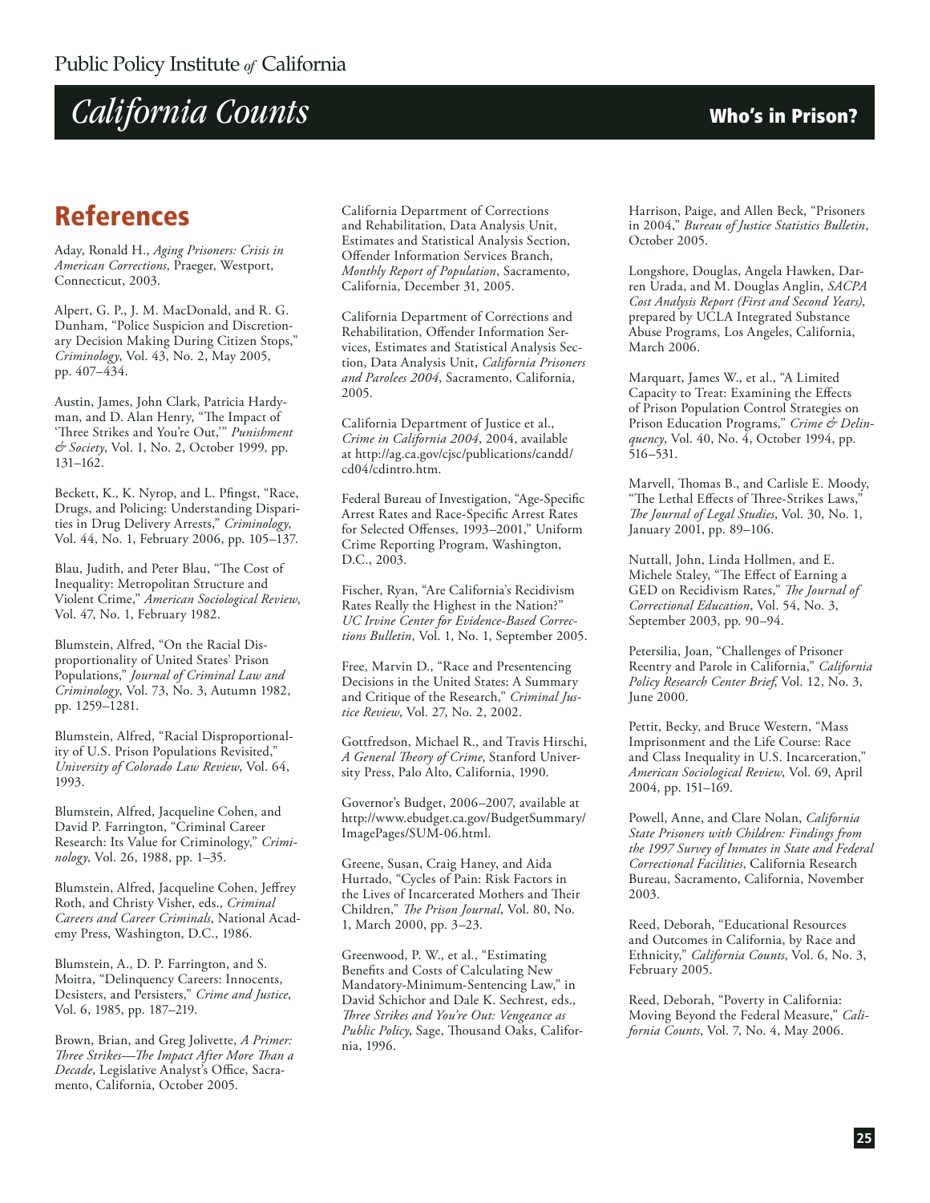## References

Aday, Ronald H., *Aging Prisoners: Crisis in American Corrections*, Praeger, Westport, Connecticut, 2003.

Alpert, G. P., J. M. MacDonald, and R. G. Dunham, "Police Suspicion and Discretionary Decision Making During Citizen Stops," *Criminology*, Vol. 43, No. 2, May 2005, pp. 407–434.

Austin, James, John Clark, Patricia Hardyman, and D. Alan Henry, "The Impact of 'Three Strikes and You're Out,'" *Punishment & Society*, Vol. 1, No. 2, October 1999, pp. 131–162.

Beckett, K., K. Nyrop, and L. Pfingst, "Race, Drugs, and Policing: Understanding Disparities in Drug Delivery Arrests," *Criminology*, Vol. 44, No. 1, February 2006, pp. 105–137.

Blau, Judith, and Peter Blau, "The Cost of Inequality: Metropolitan Structure and Violent Crime," *American Sociological Review*, Vol. 47, No. 1, February 1982.

Blumstein, Alfred, "On the Racial Disproportionality of United States' Prison Populations," *Journal of Criminal Law and Criminology*, Vol. 73, No. 3, Autumn 1982, pp. 1259–1281.

Blumstein, Alfred, "Racial Disproportionality of U.S. Prison Populations Revisited," *University of Colorado Law Review*, Vol. 64, 1993.

Blumstein, Alfred, Jacqueline Cohen, and David P. Farrington, "Criminal Career Research: Its Value for Criminology," *Criminology*, Vol. 26, 1988, pp. 1–35.

Blumstein, Alfred, Jacqueline Cohen, Jeffrey Roth, and Christy Visher, eds., *Criminal Careers and Career Criminals*, National Academy Press, Washington, D.C., 1986.

Blumstein, A., D. P. Farrington, and S. Moitra, "Delinquency Careers: Innocents, Desisters, and Persisters," *Crime and Justice*, Vol. 6, 1985, pp. 187–219.

Brown, Brian, and Greg Jolivette, *A Primer: Three Strikes—The Impact After More Than a Decade*, Legislative Analyst's Office, Sacramento, California, October 2005.

California Department of Corrections and Rehabilitation, Data Analysis Unit, Estimates and Statistical Analysis Section, Offender Information Services Branch, *Monthly Report of Population*, Sacramento, California, December 31, 2005.

California Department of Corrections and Rehabilitation, Offender Information Services, Estimates and Statistical Analysis Section, Data Analysis Unit, *California Prisoners and Parolees 2004*, Sacramento, California, 2005.

California Department of Justice et al., *Crime in California 2004*, 2004, available at http://ag.ca.gov/cjsc/publications/candd/cd04/cdintro.htm.

Federal Bureau of Investigation, "Age-Specific Arrest Rates and Race-Specific Arrest Rates for Selected Offenses, 1993–2001," Uniform Crime Reporting Program, Washington, D.C., 2003.

Fischer, Ryan, "Are California's Recidivism Rates Really the Highest in the Nation?" *UC Irvine Center for Evidence-Based Corrections Bulletin*, Vol. 1, No. 1, September 2005.

Free, Marvin D., "Race and Presentencing Decisions in the United States: A Summary and Critique of the Research," *Criminal Justice Review*, Vol. 27, No. 2, 2002.

Gottfredson, Michael R., and Travis Hirschi, *A General Theory of Crime*, Stanford University Press, Palo Alto, California, 1990.

Governor's Budget, 2006–2007, available at http://www.ebudget.ca.gov/BudgetSummary/ImagePages/SUM-06.html.

Greene, Susan, Craig Haney, and Aida Hurtado, "Cycles of Pain: Risk Factors in the Lives of Incarcerated Mothers and Their Children," *The Prison Journal*, Vol. 80, No. 1, March 2000, pp. 3–23.

Greenwood, P. W., et al., "Estimating Benefits and Costs of Calculating New Mandatory-Minimum-Sentencing Law," in David Schichor and Dale K. Sechrest, eds., *Three Strikes and You're Out: Vengeance as Public Policy*, Sage, Thousand Oaks, California, 1996.

Harrison, Paige, and Allen Beck, "Prisoners in 2004," *Bureau of Justice Statistics Bulletin*, October 2005.

Longshore, Douglas, Angela Hawken, Darren Urada, and M. Douglas Anglin, *SACPA Cost Analysis Report (First and Second Years)*, prepared by UCLA Integrated Substance Abuse Programs, Los Angeles, California, March 2006.

Marquart, James W., et al., "A Limited Capacity to Treat: Examining the Effects of Prison Population Control Strategies on Prison Education Programs," *Crime & Delinquency*, Vol. 40, No. 4, October 1994, pp. 516–531.

Marvell, Thomas B., and Carlisle E. Moody, "The Lethal Effects of Three-Strikes Laws," *The Journal of Legal Studies*, Vol. 30, No. 1, January 2001, pp. 89–106.

Nuttall, John, Linda Hollmen, and E. Michele Staley, "The Effect of Earning a GED on Recidivism Rates," *The Journal of Correctional Education*, Vol. 54, No. 3, September 2003, pp. 90–94.

Petersilia, Joan, "Challenges of Prisoner Reentry and Parole in California," *California Policy Research Center Brief*, Vol. 12, No. 3, June 2000.

Pettit, Becky, and Bruce Western, "Mass Imprisonment and the Life Course: Race and Class Inequality in U.S. Incarceration," *American Sociological Review*, Vol. 69, April 2004, pp. 151–169.

Powell, Anne, and Clare Nolan, *California State Prisoners with Children: Findings from the 1997 Survey of Inmates in State and Federal Correctional Facilities*, California Research Bureau, Sacramento, California, November 2003.

Reed, Deborah, "Educational Resources and Outcomes in California, by Race and Ethnicity," *California Counts*, Vol. 6, No. 3, February 2005.

Reed, Deborah, "Poverty in California: Moving Beyond the Federal Measure," *California Counts*, Vol. 7, No. 4, May 2006.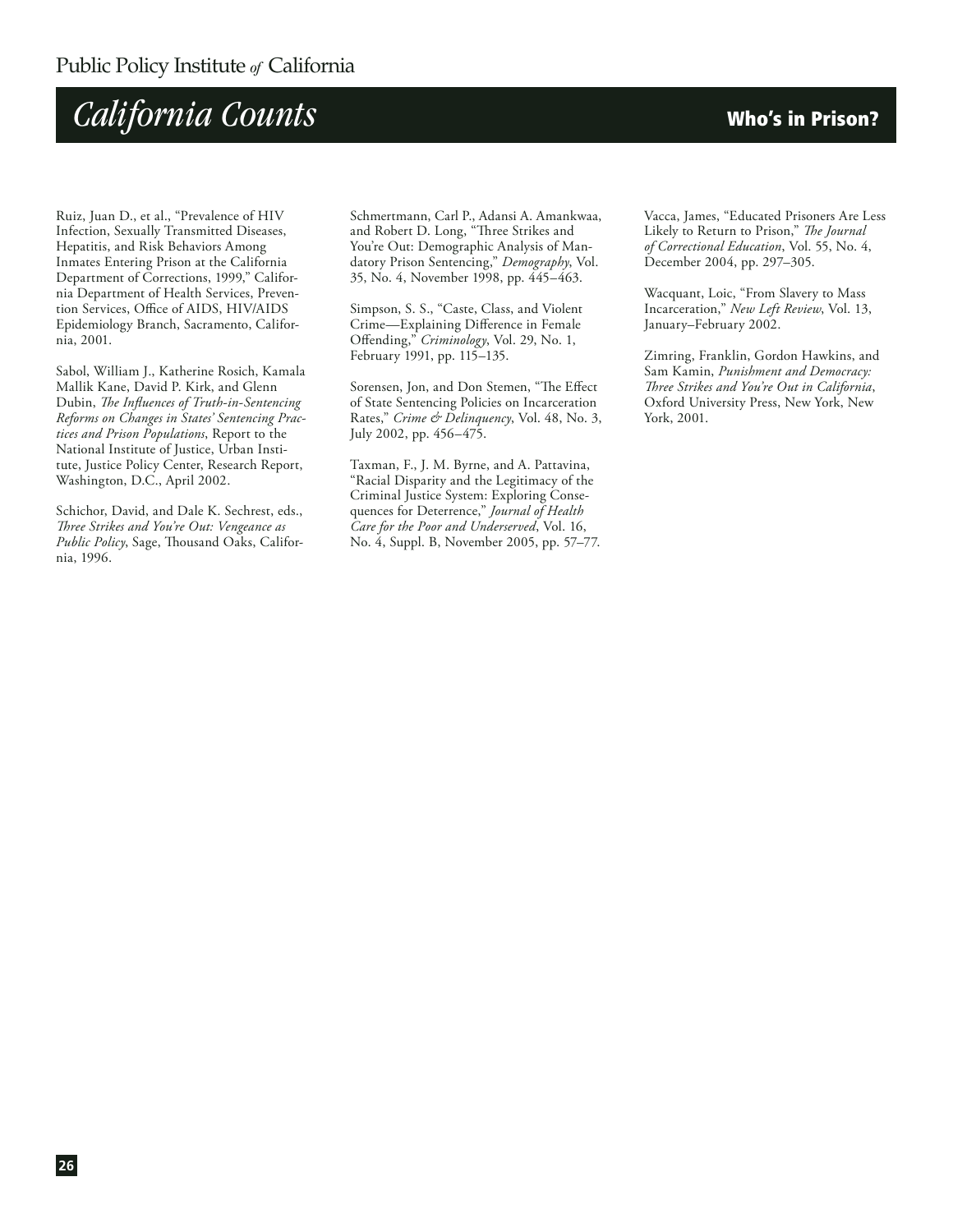Ruiz, Juan D., et al., "Prevalence of HIV Infection, Sexually Transmitted Diseases, Hepatitis, and Risk Behaviors Among Inmates Entering Prison at the California Department of Corrections, 1999," California Department of Health Services, Prevention Services, Office of AIDS, HIV/AIDS Epidemiology Branch, Sacramento, California, 2001.

Sabol, William J., Katherine Rosich, Kamala Mallik Kane, David P. Kirk, and Glenn Dubin, *The Influences of Truth-in-Sentencing Reforms on Changes in States' Sentencing Practices and Prison Populations*, Report to the National Institute of Justice, Urban Institute, Justice Policy Center, Research Report, Washington, D.C., April 2002.

Schichor, David, and Dale K. Sechrest, eds., *Three Strikes and You're Out: Vengeance as Public Policy*, Sage, Thousand Oaks, California, 1996.

Schmertmann, Carl P., Adansi A. Amankwaa, and Robert D. Long, "Three Strikes and You're Out: Demographic Analysis of Mandatory Prison Sentencing," *Demography*, Vol. 35, No. 4, November 1998, pp. 445–463.

Simpson, S. S., "Caste, Class, and Violent Crime—Explaining Difference in Female Offending," *Criminology*, Vol. 29, No. 1, February 1991, pp. 115–135.

Sorensen, Jon, and Don Stemen, "The Effect of State Sentencing Policies on Incarceration Rates," *Crime & Delinquency*, Vol. 48, No. 3, July 2002, pp. 456–475.

Taxman, F., J. M. Byrne, and A. Pattavina, "Racial Disparity and the Legitimacy of the Criminal Justice System: Exploring Consequences for Deterrence," *Journal of Health Care for the Poor and Underserved*, Vol. 16, No. 4, Suppl. B, November 2005, pp. 57–77.

Vacca, James, "Educated Prisoners Are Less Likely to Return to Prison," *The Journal of Correctional Education*, Vol. 55, No. 4, December 2004, pp. 297–305.

Wacquant, Loic, "From Slavery to Mass Incarceration," *New Left Review*, Vol. 13, January–February 2002.

Zimring, Franklin, Gordon Hawkins, and Sam Kamin, *Punishment and Democracy: Three Strikes and You're Out in California*, Oxford University Press, New York, New York, 2001.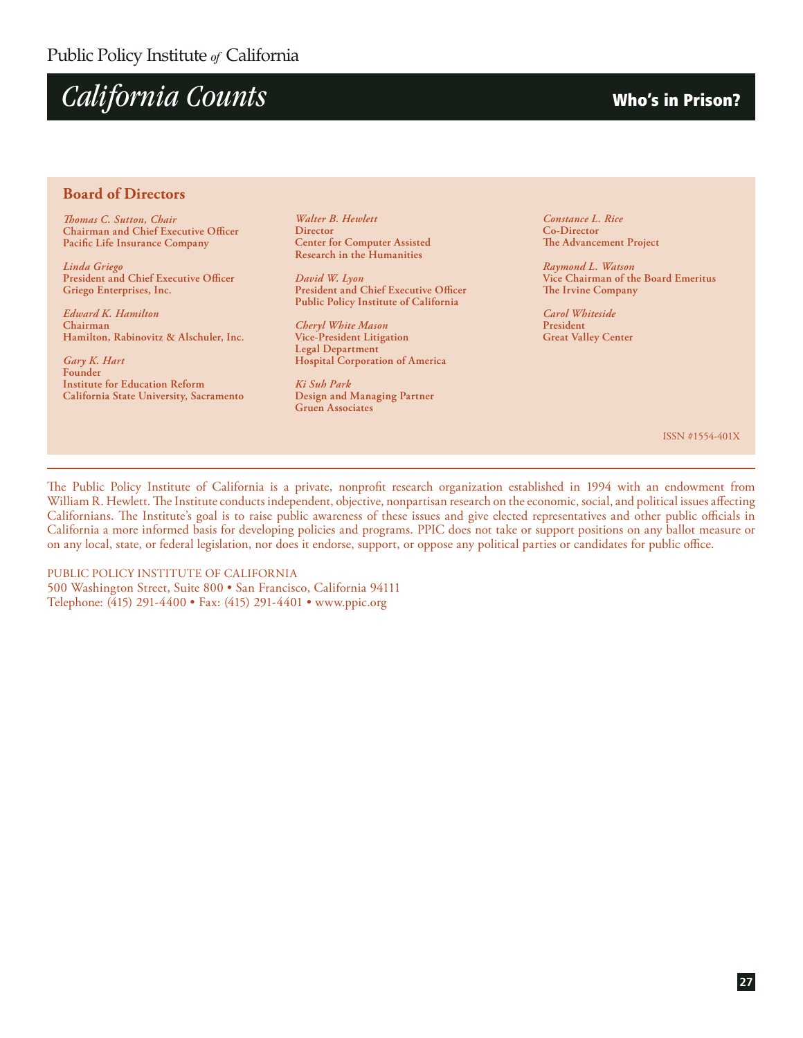## Board of Directors

*Thomas C. Sutton, Chair*
**Chairman and Chief Executive Officer**
**Pacific Life Insurance Company**

*Linda Griego*
**President and Chief Executive Officer**
**Griego Enterprises, Inc.**

*Edward K. Hamilton*
**Chairman**
**Hamilton, Rabinovitz & Alschuler, Inc.**

*Gary K. Hart*
**Founder**
**Institute for Education Reform**
**California State University, Sacramento**

*Walter B. Hewlett*
**Director**
**Center for Computer Assisted Research in the Humanities**

*David W. Lyon*
**President and Chief Executive Officer**
**Public Policy Institute of California**

*Cheryl White Mason*
**Vice-President Litigation**
**Legal Department**
**Hospital Corporation of America**

*Ki Suh Park*
**Design and Managing Partner**
**Gruen Associates**

*Constance L. Rice*
**Co-Director**
**The Advancement Project**

*Raymond L. Watson*
**Vice Chairman of the Board Emeritus**
**The Irvine Company**

*Carol Whiteside*
**President**
**Great Valley Center**

ISSN #1554-401X

---

The Public Policy Institute of California is a private, nonprofit research organization established in 1994 with an endowment from William R. Hewlett. The Institute conducts independent, objective, nonpartisan research on the economic, social, and political issues affecting Californians. The Institute's goal is to raise public awareness of these issues and give elected representatives and other public officials in California a more informed basis for developing policies and programs. PPIC does not take or support positions on any ballot measure or on any local, state, or federal legislation, nor does it endorse, support, or oppose any political parties or candidates for public office.

PUBLIC POLICY INSTITUTE OF CALIFORNIA
500 Washington Street, Suite 800 • San Francisco, California 94111
Telephone: (415) 291-4400 • Fax: (415) 291-4401 • www.ppic.org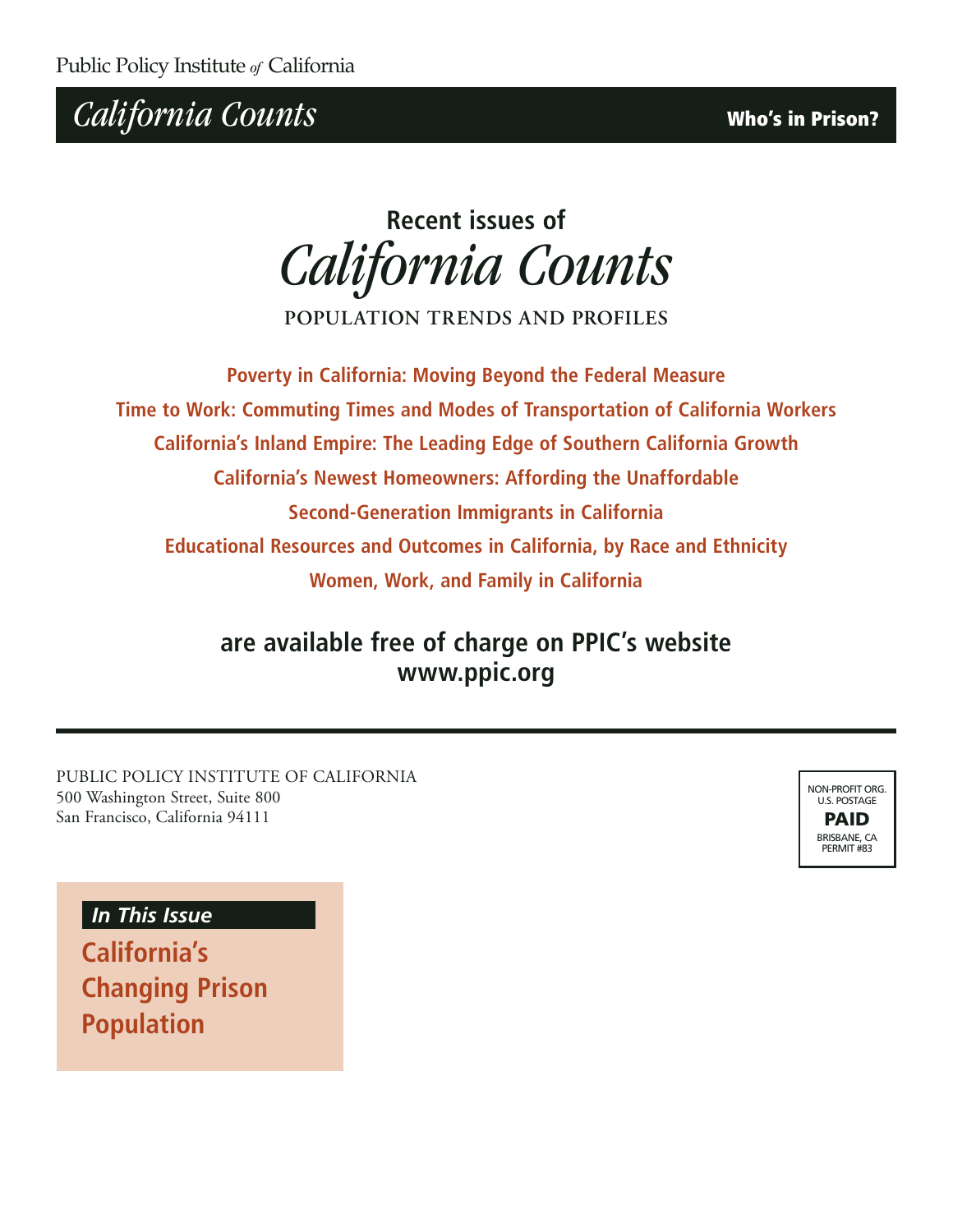Public Policy Institute *of* California

*California Counts* **Who's in Prison?**

## Recent issues of *California Counts*

**POPULATION TRENDS AND PROFILES**

**Poverty in California: Moving Beyond the Federal Measure**

**Time to Work: Commuting Times and Modes of Transportation of California Workers**

**California's Inland Empire: The Leading Edge of Southern California Growth**

**California's Newest Homeowners: Affording the Unaffordable**

**Second-Generation Immigrants in California**

**Educational Resources and Outcomes in California, by Race and Ethnicity**

**Women, Work, and Family in California**

**are available free of charge on PPIC's website www.ppic.org**

---

PUBLIC POLICY INSTITUTE OF CALIFORNIA
500 Washington Street, Suite 800
San Francisco, California 94111

NON-PROFIT ORG.
U.S. POSTAGE
**PAID**
BRISBANE, CA
PERMIT #83

***In This Issue***

**California's Changing Prison Population**